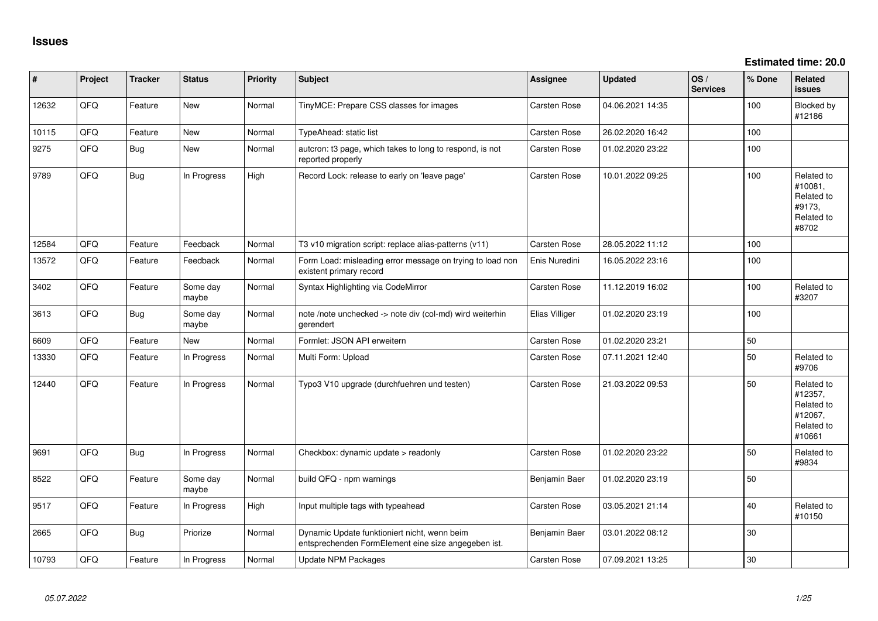# Issues

**Estimated time: 20.0**

| # | Project | Tracker | Status | Priority | Subject | Assignee | Updated | OS / Services | % Done | Related issues |
|---|---|---|---|---|---|---|---|---|---|---|
| 12632 | QFQ | Feature | New | Normal | TinyMCE: Prepare CSS classes for images | Carsten Rose | 04.06.2021 14:35 | | 100 | Blocked by #12186 |
| 10115 | QFQ | Feature | New | Normal | TypeAhead: static list | Carsten Rose | 26.02.2020 16:42 | | 100 | |
| 9275 | QFQ | Bug | New | Normal | autcron: t3 page, which takes to long to respond, is not reported properly | Carsten Rose | 01.02.2020 23:22 | | 100 | |
| 9789 | QFQ | Bug | In Progress | High | Record Lock: release to early on 'leave page' | Carsten Rose | 10.01.2022 09:25 | | 100 | Related to #10081, Related to #9173, Related to #8702 |
| 12584 | QFQ | Feature | Feedback | Normal | T3 v10 migration script: replace alias-patterns (v11) | Carsten Rose | 28.05.2022 11:12 | | 100 | |
| 13572 | QFQ | Feature | Feedback | Normal | Form Load: misleading error message on trying to load non existent primary record | Enis Nuredini | 16.05.2022 23:16 | | 100 | |
| 3402 | QFQ | Feature | Some day maybe | Normal | Syntax Highlighting via CodeMirror | Carsten Rose | 11.12.2019 16:02 | | 100 | Related to #3207 |
| 3613 | QFQ | Bug | Some day maybe | Normal | note /note unchecked -> note div (col-md) wird weiterhin gerendert | Elias Villiger | 01.02.2020 23:19 | | 100 | |
| 6609 | QFQ | Feature | New | Normal | Formlet: JSON API erweitern | Carsten Rose | 01.02.2020 23:21 | | 50 | |
| 13330 | QFQ | Feature | In Progress | Normal | Multi Form: Upload | Carsten Rose | 07.11.2021 12:40 | | 50 | Related to #9706 |
| 12440 | QFQ | Feature | In Progress | Normal | Typo3 V10 upgrade (durchfuehren und testen) | Carsten Rose | 21.03.2022 09:53 | | 50 | Related to #12357, Related to #12067, Related to #10661 |
| 9691 | QFQ | Bug | In Progress | Normal | Checkbox: dynamic update > readonly | Carsten Rose | 01.02.2020 23:22 | | 50 | Related to #9834 |
| 8522 | QFQ | Feature | Some day maybe | Normal | build QFQ - npm warnings | Benjamin Baer | 01.02.2020 23:19 | | 50 | |
| 9517 | QFQ | Feature | In Progress | High | Input multiple tags with typeahead | Carsten Rose | 03.05.2021 21:14 | | 40 | Related to #10150 |
| 2665 | QFQ | Bug | Priorize | Normal | Dynamic Update funktioniert nicht, wenn beim entsprechenden FormElement eine size angegeben ist. | Benjamin Baer | 03.01.2022 08:12 | | 30 | |
| 10793 | QFQ | Feature | In Progress | Normal | Update NPM Packages | Carsten Rose | 07.09.2021 13:25 | | 30 | |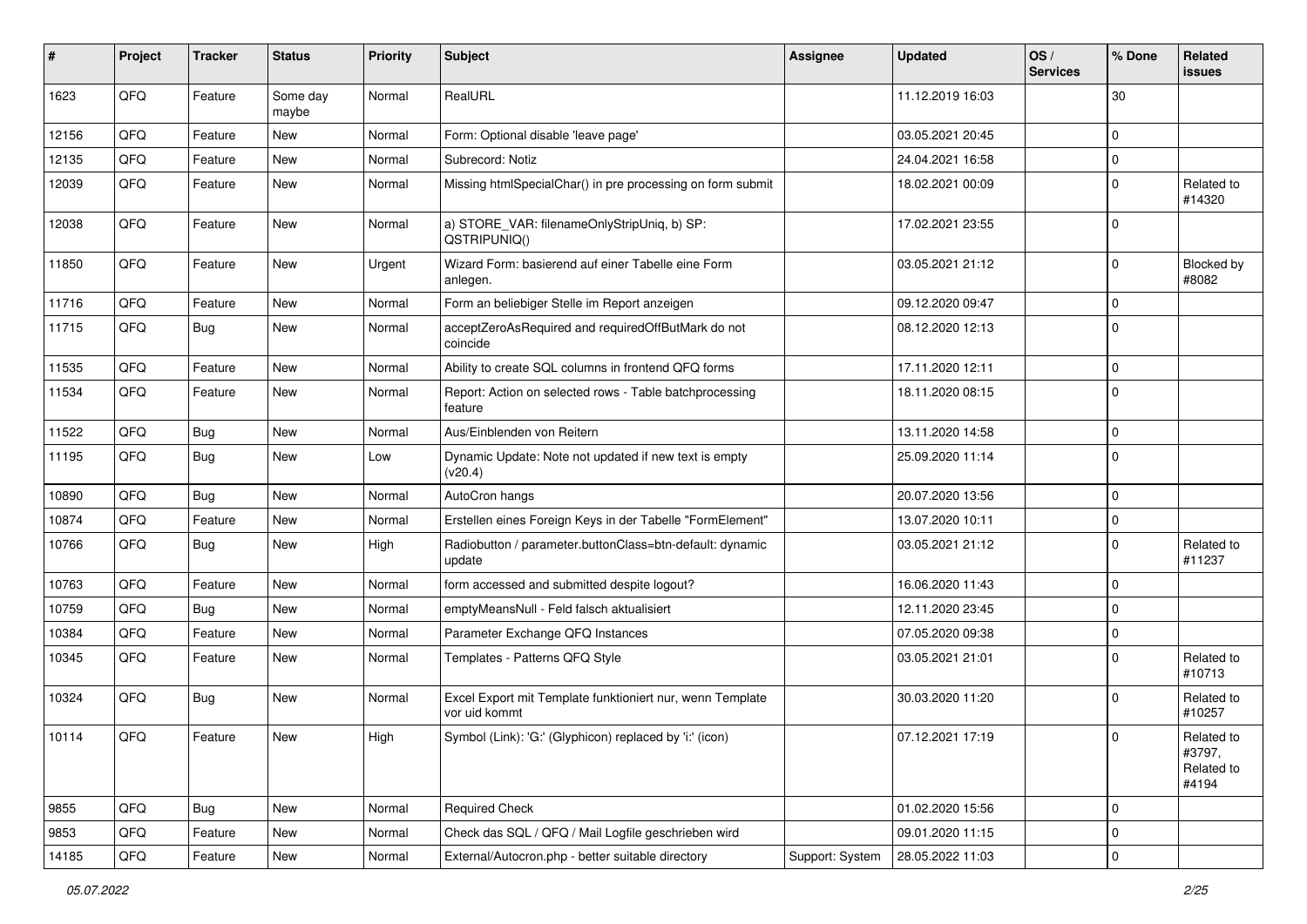| # | Project | Tracker | Status | Priority | Subject | Assignee | Updated | OS / Services | % Done | Related issues |
|---|---|---|---|---|---|---|---|---|---|---|
| 1623 | QFQ | Feature | Some day maybe | Normal | RealURL | | 11.12.2019 16:03 | | 30 | |
| 12156 | QFQ | Feature | New | Normal | Form: Optional disable 'leave page' | | 03.05.2021 20:45 | | 0 | |
| 12135 | QFQ | Feature | New | Normal | Subrecord: Notiz | | 24.04.2021 16:58 | | 0 | |
| 12039 | QFQ | Feature | New | Normal | Missing htmlSpecialChar() in pre processing on form submit | | 18.02.2021 00:09 | | 0 | Related to #14320 |
| 12038 | QFQ | Feature | New | Normal | a) STORE_VAR: filenameOnlyStripUniq, b) SP: QSTRIPUNIQ() | | 17.02.2021 23:55 | | 0 | |
| 11850 | QFQ | Feature | New | Urgent | Wizard Form: basierend auf einer Tabelle eine Form anlegen. | | 03.05.2021 21:12 | | 0 | Blocked by #8082 |
| 11716 | QFQ | Feature | New | Normal | Form an beliebiger Stelle im Report anzeigen | | 09.12.2020 09:47 | | 0 | |
| 11715 | QFQ | Bug | New | Normal | acceptZeroAsRequired and requiredOffButMark do not coincide | | 08.12.2020 12:13 | | 0 | |
| 11535 | QFQ | Feature | New | Normal | Ability to create SQL columns in frontend QFQ forms | | 17.11.2020 12:11 | | 0 | |
| 11534 | QFQ | Feature | New | Normal | Report: Action on selected rows - Table batchprocessing feature | | 18.11.2020 08:15 | | 0 | |
| 11522 | QFQ | Bug | New | Normal | Aus/Einblenden von Reitern | | 13.11.2020 14:58 | | 0 | |
| 11195 | QFQ | Bug | New | Low | Dynamic Update: Note not updated if new text is empty (v20.4) | | 25.09.2020 11:14 | | 0 | |
| 10890 | QFQ | Bug | New | Normal | AutoCron hangs | | 20.07.2020 13:56 | | 0 | |
| 10874 | QFQ | Feature | New | Normal | Erstellen eines Foreign Keys in der Tabelle "FormElement" | | 13.07.2020 10:11 | | 0 | |
| 10766 | QFQ | Bug | New | High | Radiobutton / parameter.buttonClass=btn-default: dynamic update | | 03.05.2021 21:12 | | 0 | Related to #11237 |
| 10763 | QFQ | Feature | New | Normal | form accessed and submitted despite logout? | | 16.06.2020 11:43 | | 0 | |
| 10759 | QFQ | Bug | New | Normal | emptyMeansNull - Feld falsch aktualisiert | | 12.11.2020 23:45 | | 0 | |
| 10384 | QFQ | Feature | New | Normal | Parameter Exchange QFQ Instances | | 07.05.2020 09:38 | | 0 | |
| 10345 | QFQ | Feature | New | Normal | Templates - Patterns QFQ Style | | 03.05.2021 21:01 | | 0 | Related to #10713 |
| 10324 | QFQ | Bug | New | Normal | Excel Export mit Template funktioniert nur, wenn Template vor uid kommt | | 30.03.2020 11:20 | | 0 | Related to #10257 |
| 10114 | QFQ | Feature | New | High | Symbol (Link): 'G:' (Glyphicon) replaced by 'i:' (icon) | | 07.12.2021 17:19 | | 0 | Related to #3797, Related to #4194 |
| 9855 | QFQ | Bug | New | Normal | Required Check | | 01.02.2020 15:56 | | 0 | |
| 9853 | QFQ | Feature | New | Normal | Check das SQL / QFQ / Mail Logfile geschrieben wird | | 09.01.2020 11:15 | | 0 | |
| 14185 | QFQ | Feature | New | Normal | External/Autocron.php - better suitable directory | Support: System | 28.05.2022 11:03 | | 0 | |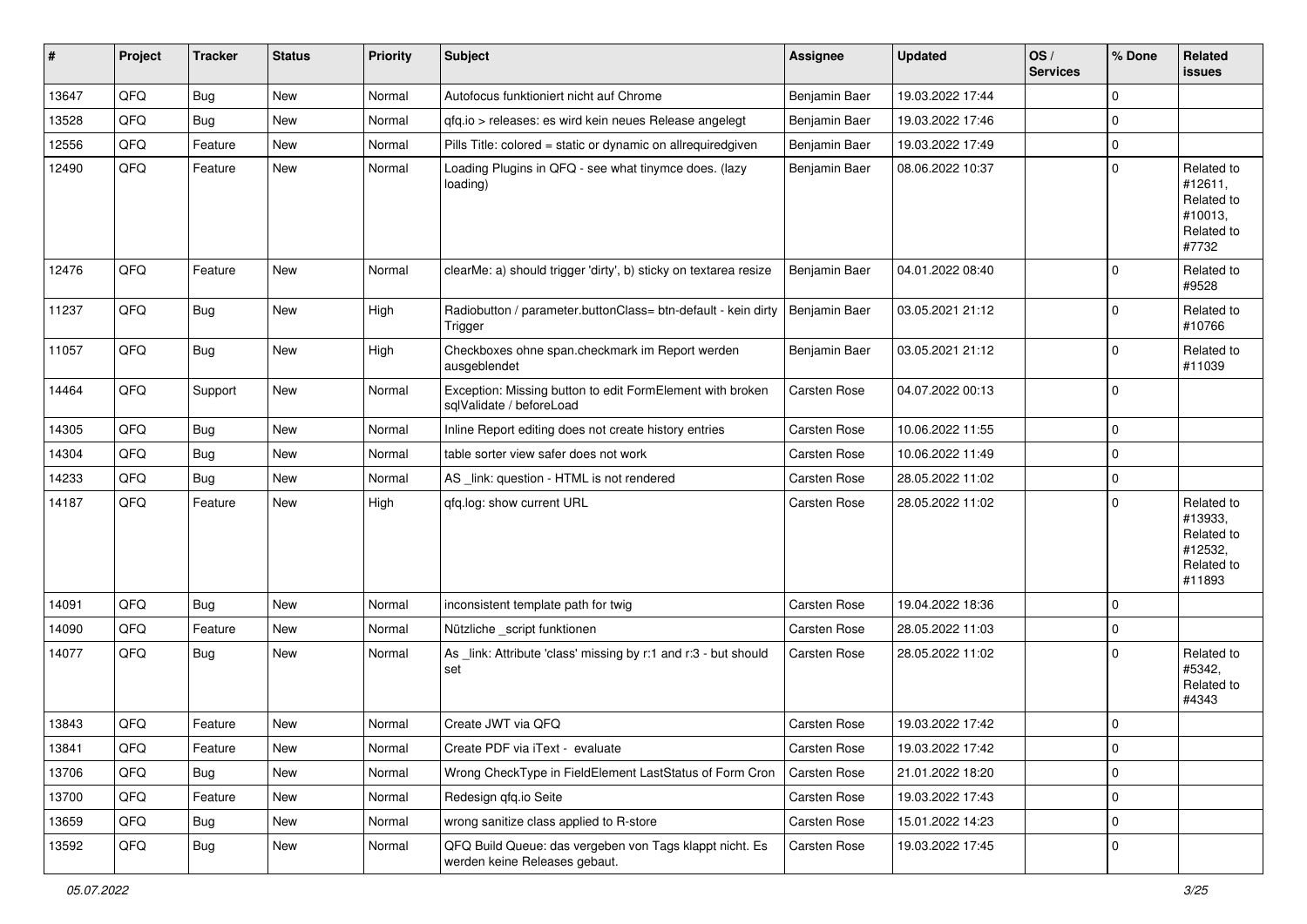| # | Project | Tracker | Status | Priority | Subject | Assignee | Updated | OS / Services | % Done | Related issues |
|---|---|---|---|---|---|---|---|---|---|---|
| 13647 | QFQ | Bug | New | Normal | Autofocus funktioniert nicht auf Chrome | Benjamin Baer | 19.03.2022 17:44 | | 0 | |
| 13528 | QFQ | Bug | New | Normal | qfq.io > releases: es wird kein neues Release angelegt | Benjamin Baer | 19.03.2022 17:46 | | 0 | |
| 12556 | QFQ | Feature | New | Normal | Pills Title: colored = static or dynamic on allrequiredgiven | Benjamin Baer | 19.03.2022 17:49 | | 0 | |
| 12490 | QFQ | Feature | New | Normal | Loading Plugins in QFQ - see what tinymce does. (lazy loading) | Benjamin Baer | 08.06.2022 10:37 | | 0 | Related to #12611, Related to #10013, Related to #7732 |
| 12476 | QFQ | Feature | New | Normal | clearMe: a) should trigger 'dirty', b) sticky on textarea resize | Benjamin Baer | 04.01.2022 08:40 | | 0 | Related to #9528 |
| 11237 | QFQ | Bug | New | High | Radiobutton / parameter.buttonClass= btn-default - kein dirty Trigger | Benjamin Baer | 03.05.2021 21:12 | | 0 | Related to #10766 |
| 11057 | QFQ | Bug | New | High | Checkboxes ohne span.checkmark im Report werden ausgeblendet | Benjamin Baer | 03.05.2021 21:12 | | 0 | Related to #11039 |
| 14464 | QFQ | Support | New | Normal | Exception: Missing button to edit FormElement with broken sqlValidate / beforeLoad | Carsten Rose | 04.07.2022 00:13 | | 0 | |
| 14305 | QFQ | Bug | New | Normal | Inline Report editing does not create history entries | Carsten Rose | 10.06.2022 11:55 | | 0 | |
| 14304 | QFQ | Bug | New | Normal | table sorter view safer does not work | Carsten Rose | 10.06.2022 11:49 | | 0 | |
| 14233 | QFQ | Bug | New | Normal | AS _link: question - HTML is not rendered | Carsten Rose | 28.05.2022 11:02 | | 0 | |
| 14187 | QFQ | Feature | New | High | qfq.log: show current URL | Carsten Rose | 28.05.2022 11:02 | | 0 | Related to #13933, Related to #12532, Related to #11893 |
| 14091 | QFQ | Bug | New | Normal | inconsistent template path for twig | Carsten Rose | 19.04.2022 18:36 | | 0 | |
| 14090 | QFQ | Feature | New | Normal | Nützliche _script funktionen | Carsten Rose | 28.05.2022 11:03 | | 0 | |
| 14077 | QFQ | Bug | New | Normal | As _link: Attribute 'class' missing by r:1 and r:3 - but should set | Carsten Rose | 28.05.2022 11:02 | | 0 | Related to #5342, Related to #4343 |
| 13843 | QFQ | Feature | New | Normal | Create JWT via QFQ | Carsten Rose | 19.03.2022 17:42 | | 0 | |
| 13841 | QFQ | Feature | New | Normal | Create PDF via iText - evaluate | Carsten Rose | 19.03.2022 17:42 | | 0 | |
| 13706 | QFQ | Bug | New | Normal | Wrong CheckType in FieldElement LastStatus of Form Cron | Carsten Rose | 21.01.2022 18:20 | | 0 | |
| 13700 | QFQ | Feature | New | Normal | Redesign qfq.io Seite | Carsten Rose | 19.03.2022 17:43 | | 0 | |
| 13659 | QFQ | Bug | New | Normal | wrong sanitize class applied to R-store | Carsten Rose | 15.01.2022 14:23 | | 0 | |
| 13592 | QFQ | Bug | New | Normal | QFQ Build Queue: das vergeben von Tags klappt nicht. Es werden keine Releases gebaut. | Carsten Rose | 19.03.2022 17:45 | | 0 | |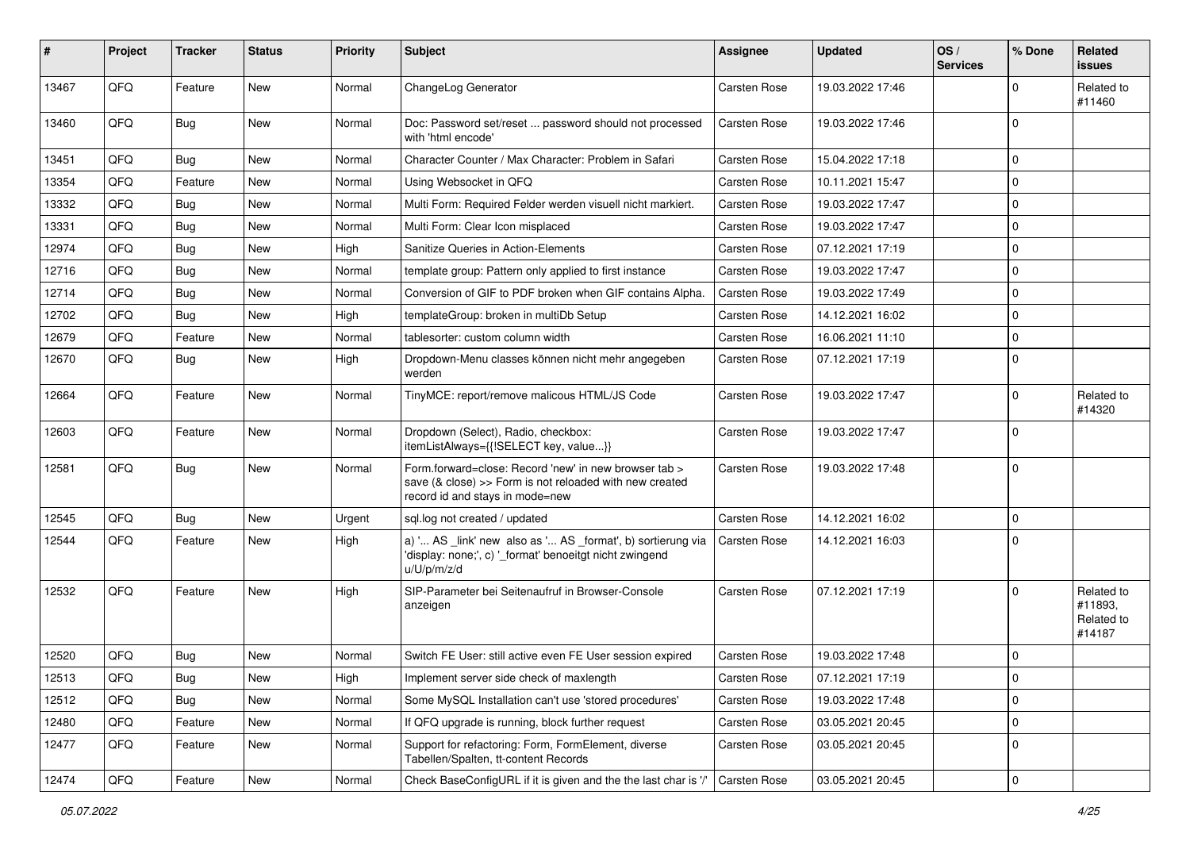| # | Project | Tracker | Status | Priority | Subject | Assignee | Updated | OS / Services | % Done | Related issues |
|---|---|---|---|---|---|---|---|---|---|---|
| 13467 | QFQ | Feature | New | Normal | ChangeLog Generator | Carsten Rose | 19.03.2022 17:46 | | 0 | Related to #11460 |
| 13460 | QFQ | Bug | New | Normal | Doc: Password set/reset ... password should not processed with 'html encode' | Carsten Rose | 19.03.2022 17:46 | | 0 | |
| 13451 | QFQ | Bug | New | Normal | Character Counter / Max Character: Problem in Safari | Carsten Rose | 15.04.2022 17:18 | | 0 | |
| 13354 | QFQ | Feature | New | Normal | Using Websocket in QFQ | Carsten Rose | 10.11.2021 15:47 | | 0 | |
| 13332 | QFQ | Bug | New | Normal | Multi Form: Required Felder werden visuell nicht markiert. | Carsten Rose | 19.03.2022 17:47 | | 0 | |
| 13331 | QFQ | Bug | New | Normal | Multi Form: Clear Icon misplaced | Carsten Rose | 19.03.2022 17:47 | | 0 | |
| 12974 | QFQ | Bug | New | High | Sanitize Queries in Action-Elements | Carsten Rose | 07.12.2021 17:19 | | 0 | |
| 12716 | QFQ | Bug | New | Normal | template group: Pattern only applied to first instance | Carsten Rose | 19.03.2022 17:47 | | 0 | |
| 12714 | QFQ | Bug | New | Normal | Conversion of GIF to PDF broken when GIF contains Alpha. | Carsten Rose | 19.03.2022 17:49 | | 0 | |
| 12702 | QFQ | Bug | New | High | templateGroup: broken in multiDb Setup | Carsten Rose | 14.12.2021 16:02 | | 0 | |
| 12679 | QFQ | Feature | New | Normal | tablesorter: custom column width | Carsten Rose | 16.06.2021 11:10 | | 0 | |
| 12670 | QFQ | Bug | New | High | Dropdown-Menu classes können nicht mehr angegeben werden | Carsten Rose | 07.12.2021 17:19 | | 0 | |
| 12664 | QFQ | Feature | New | Normal | TinyMCE: report/remove malicous HTML/JS Code | Carsten Rose | 19.03.2022 17:47 | | 0 | Related to #14320 |
| 12603 | QFQ | Feature | New | Normal | Dropdown (Select), Radio, checkbox: itemListAlways={{!SELECT key, value...}} | Carsten Rose | 19.03.2022 17:47 | | 0 | |
| 12581 | QFQ | Bug | New | Normal | Form.forward=close: Record 'new' in new browser tab > save (& close) >> Form is not reloaded with new created record id and stays in mode=new | Carsten Rose | 19.03.2022 17:48 | | 0 | |
| 12545 | QFQ | Bug | New | Urgent | sql.log not created / updated | Carsten Rose | 14.12.2021 16:02 | | 0 | |
| 12544 | QFQ | Feature | New | High | a) '... AS _link' new also as '... AS _format', b) sortierung via 'display: none;', c) '_format' benoeitgt nicht zwingend u/U/p/m/z/d | Carsten Rose | 14.12.2021 16:03 | | 0 | |
| 12532 | QFQ | Feature | New | High | SIP-Parameter bei Seitenaufruf in Browser-Console anzeigen | Carsten Rose | 07.12.2021 17:19 | | 0 | Related to #11893, Related to #14187 |
| 12520 | QFQ | Bug | New | Normal | Switch FE User: still active even FE User session expired | Carsten Rose | 19.03.2022 17:48 | | 0 | |
| 12513 | QFQ | Bug | New | High | Implement server side check of maxlength | Carsten Rose | 07.12.2021 17:19 | | 0 | |
| 12512 | QFQ | Bug | New | Normal | Some MySQL Installation can't use 'stored procedures' | Carsten Rose | 19.03.2022 17:48 | | 0 | |
| 12480 | QFQ | Feature | New | Normal | If QFQ upgrade is running, block further request | Carsten Rose | 03.05.2021 20:45 | | 0 | |
| 12477 | QFQ | Feature | New | Normal | Support for refactoring: Form, FormElement, diverse Tabellen/Spalten, tt-content Records | Carsten Rose | 03.05.2021 20:45 | | 0 | |
| 12474 | QFQ | Feature | New | Normal | Check BaseConfigURL if it is given and the the last char is '/' | Carsten Rose | 03.05.2021 20:45 | | 0 | |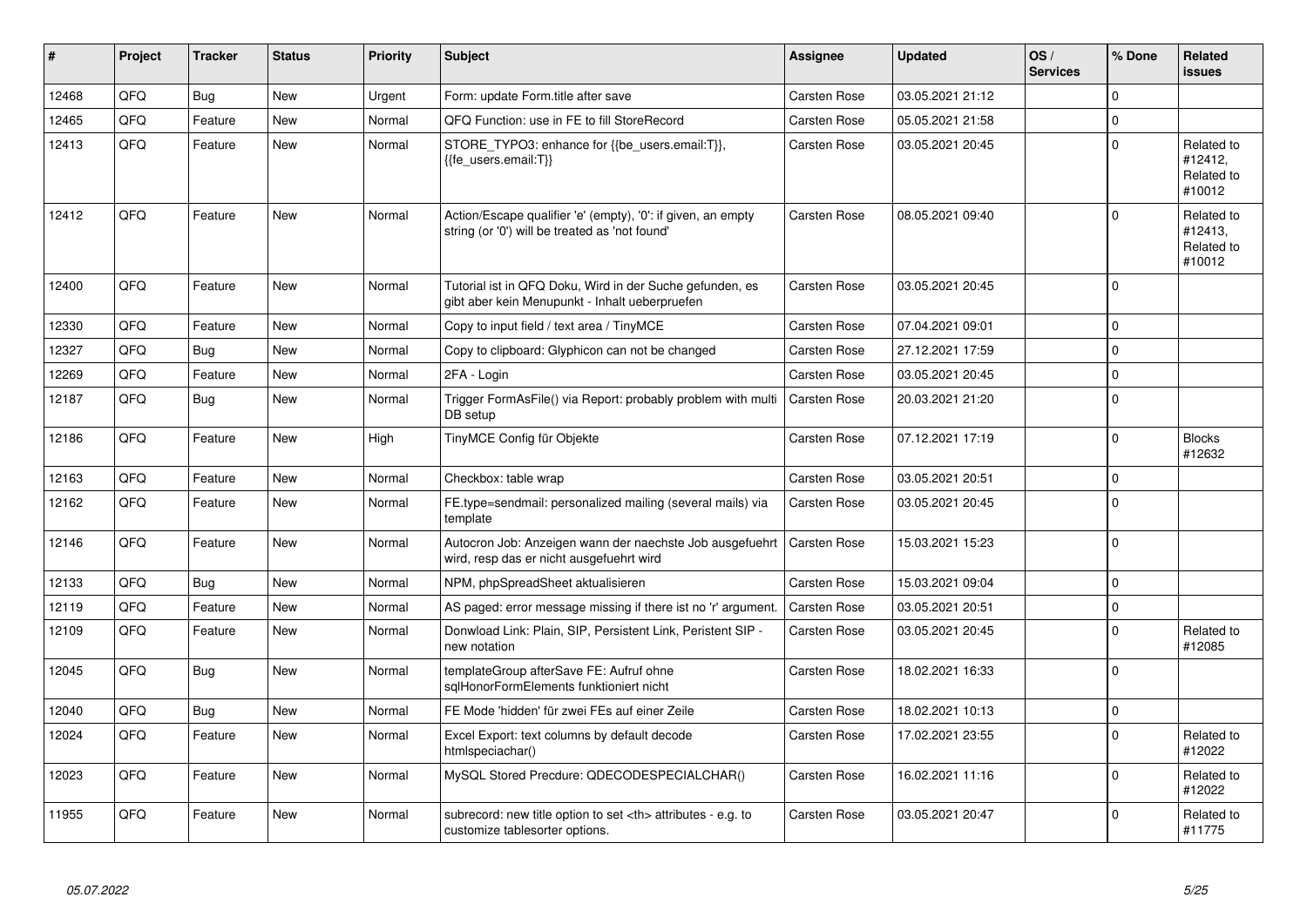| # | Project | Tracker | Status | Priority | Subject | Assignee | Updated | OS / Services | % Done | Related issues |
|---|---|---|---|---|---|---|---|---|---|---|
| 12468 | QFQ | Bug | New | Urgent | Form: update Form.title after save | Carsten Rose | 03.05.2021 21:12 | | 0 | |
| 12465 | QFQ | Feature | New | Normal | QFQ Function: use in FE to fill StoreRecord | Carsten Rose | 05.05.2021 21:58 | | 0 | |
| 12413 | QFQ | Feature | New | Normal | STORE_TYPO3: enhance for {{be_users.email:T}}, {{fe_users.email:T}} | Carsten Rose | 03.05.2021 20:45 | | 0 | Related to #12412, Related to #10012 |
| 12412 | QFQ | Feature | New | Normal | Action/Escape qualifier 'e' (empty), '0': if given, an empty string (or '0') will be treated as 'not found' | Carsten Rose | 08.05.2021 09:40 | | 0 | Related to #12413, Related to #10012 |
| 12400 | QFQ | Feature | New | Normal | Tutorial ist in QFQ Doku, Wird in der Suche gefunden, es gibt aber kein Menupunkt - Inhalt ueberpruefen | Carsten Rose | 03.05.2021 20:45 | | 0 | |
| 12330 | QFQ | Feature | New | Normal | Copy to input field / text area / TinyMCE | Carsten Rose | 07.04.2021 09:01 | | 0 | |
| 12327 | QFQ | Bug | New | Normal | Copy to clipboard: Glyphicon can not be changed | Carsten Rose | 27.12.2021 17:59 | | 0 | |
| 12269 | QFQ | Feature | New | Normal | 2FA - Login | Carsten Rose | 03.05.2021 20:45 | | 0 | |
| 12187 | QFQ | Bug | New | Normal | Trigger FormAsFile() via Report: probably problem with multi DB setup | Carsten Rose | 20.03.2021 21:20 | | 0 | |
| 12186 | QFQ | Feature | New | High | TinyMCE Config für Objekte | Carsten Rose | 07.12.2021 17:19 | | 0 | Blocks #12632 |
| 12163 | QFQ | Feature | New | Normal | Checkbox: table wrap | Carsten Rose | 03.05.2021 20:51 | | 0 | |
| 12162 | QFQ | Feature | New | Normal | FE.type=sendmail: personalized mailing (several mails) via template | Carsten Rose | 03.05.2021 20:45 | | 0 | |
| 12146 | QFQ | Feature | New | Normal | Autocron Job: Anzeigen wann der naechste Job ausgefuehrt wird, resp das er nicht ausgefuehrt wird | Carsten Rose | 15.03.2021 15:23 | | 0 | |
| 12133 | QFQ | Bug | New | Normal | NPM, phpSpreadSheet aktualisieren | Carsten Rose | 15.03.2021 09:04 | | 0 | |
| 12119 | QFQ | Feature | New | Normal | AS paged: error message missing if there ist no 'r' argument. | Carsten Rose | 03.05.2021 20:51 | | 0 | |
| 12109 | QFQ | Feature | New | Normal | Donwload Link: Plain, SIP, Persistent Link, Peristent SIP - new notation | Carsten Rose | 03.05.2021 20:45 | | 0 | Related to #12085 |
| 12045 | QFQ | Bug | New | Normal | templateGroup afterSave FE: Aufruf ohne sqlHonorFormElements funktioniert nicht | Carsten Rose | 18.02.2021 16:33 | | 0 | |
| 12040 | QFQ | Bug | New | Normal | FE Mode 'hidden' für zwei FEs auf einer Zeile | Carsten Rose | 18.02.2021 10:13 | | 0 | |
| 12024 | QFQ | Feature | New | Normal | Excel Export: text columns by default decode htmlspeciachar() | Carsten Rose | 17.02.2021 23:55 | | 0 | Related to #12022 |
| 12023 | QFQ | Feature | New | Normal | MySQL Stored Precdure: QDECODESPECIALCHAR() | Carsten Rose | 16.02.2021 11:16 | | 0 | Related to #12022 |
| 11955 | QFQ | Feature | New | Normal | subrecord: new title option to set <th> attributes - e.g. to customize tablesorter options. | Carsten Rose | 03.05.2021 20:47 | | 0 | Related to #11775 |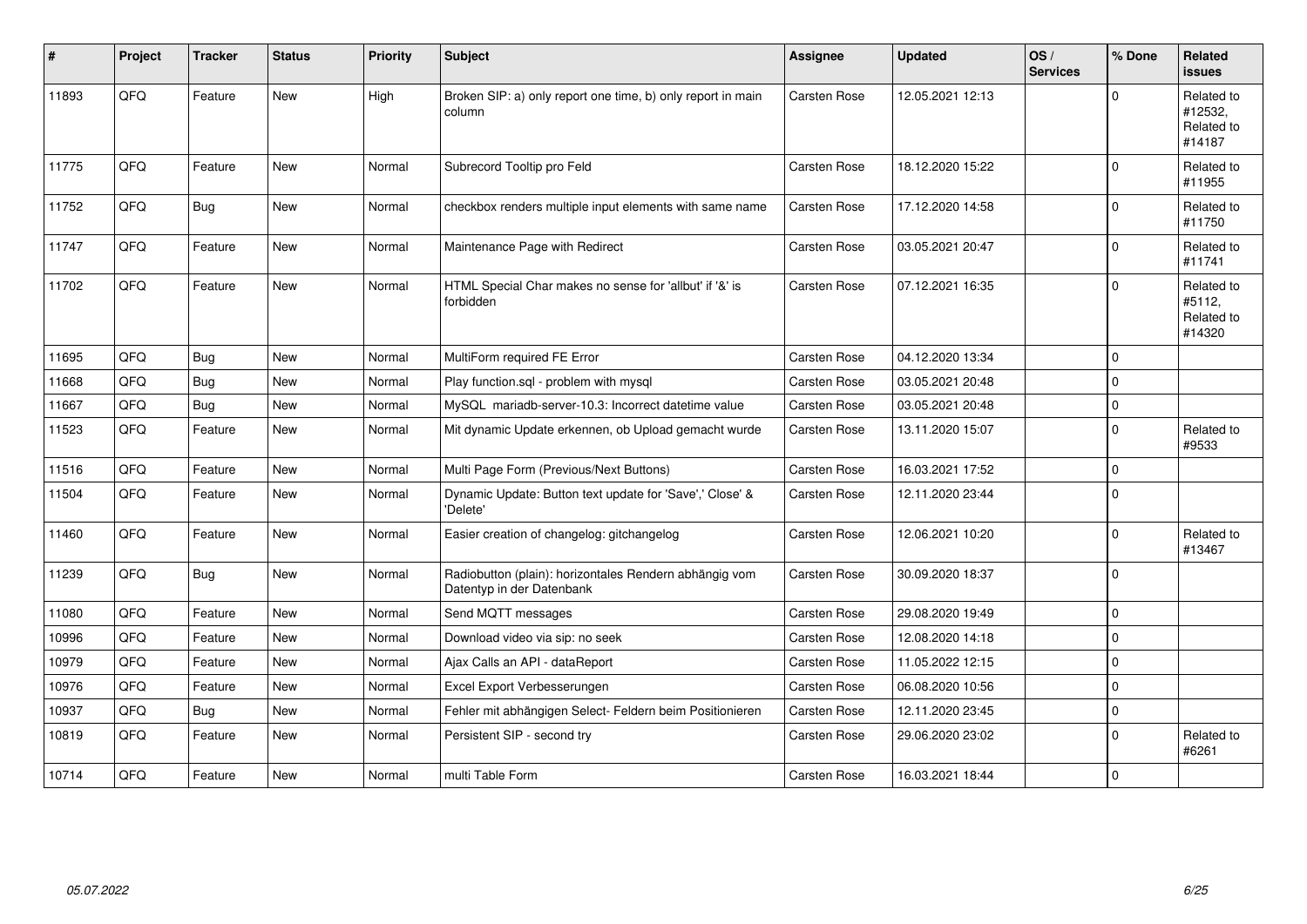| # | Project | Tracker | Status | Priority | Subject | Assignee | Updated | OS / Services | % Done | Related issues |
|---|---|---|---|---|---|---|---|---|---|---|
| 11893 | QFQ | Feature | New | High | Broken SIP: a) only report one time, b) only report in main column | Carsten Rose | 12.05.2021 12:13 | | 0 | Related to #12532, Related to #14187 |
| 11775 | QFQ | Feature | New | Normal | Subrecord Tooltip pro Feld | Carsten Rose | 18.12.2020 15:22 | | 0 | Related to #11955 |
| 11752 | QFQ | Bug | New | Normal | checkbox renders multiple input elements with same name | Carsten Rose | 17.12.2020 14:58 | | 0 | Related to #11750 |
| 11747 | QFQ | Feature | New | Normal | Maintenance Page with Redirect | Carsten Rose | 03.05.2021 20:47 | | 0 | Related to #11741 |
| 11702 | QFQ | Feature | New | Normal | HTML Special Char makes no sense for 'allbut' if '&' is forbidden | Carsten Rose | 07.12.2021 16:35 | | 0 | Related to #5112, Related to #14320 |
| 11695 | QFQ | Bug | New | Normal | MultiForm required FE Error | Carsten Rose | 04.12.2020 13:34 | | 0 | |
| 11668 | QFQ | Bug | New | Normal | Play function.sql - problem with mysql | Carsten Rose | 03.05.2021 20:48 | | 0 | |
| 11667 | QFQ | Bug | New | Normal | MySQL mariadb-server-10.3: Incorrect datetime value | Carsten Rose | 03.05.2021 20:48 | | 0 | |
| 11523 | QFQ | Feature | New | Normal | Mit dynamic Update erkennen, ob Upload gemacht wurde | Carsten Rose | 13.11.2020 15:07 | | 0 | Related to #9533 |
| 11516 | QFQ | Feature | New | Normal | Multi Page Form (Previous/Next Buttons) | Carsten Rose | 16.03.2021 17:52 | | 0 | |
| 11504 | QFQ | Feature | New | Normal | Dynamic Update: Button text update for 'Save',' Close' & 'Delete' | Carsten Rose | 12.11.2020 23:44 | | 0 | |
| 11460 | QFQ | Feature | New | Normal | Easier creation of changelog: gitchangelog | Carsten Rose | 12.06.2021 10:20 | | 0 | Related to #13467 |
| 11239 | QFQ | Bug | New | Normal | Radiobutton (plain): horizontales Rendern abhängig vom Datentyp in der Datenbank | Carsten Rose | 30.09.2020 18:37 | | 0 | |
| 11080 | QFQ | Feature | New | Normal | Send MQTT messages | Carsten Rose | 29.08.2020 19:49 | | 0 | |
| 10996 | QFQ | Feature | New | Normal | Download video via sip: no seek | Carsten Rose | 12.08.2020 14:18 | | 0 | |
| 10979 | QFQ | Feature | New | Normal | Ajax Calls an API - dataReport | Carsten Rose | 11.05.2022 12:15 | | 0 | |
| 10976 | QFQ | Feature | New | Normal | Excel Export Verbesserungen | Carsten Rose | 06.08.2020 10:56 | | 0 | |
| 10937 | QFQ | Bug | New | Normal | Fehler mit abhängigen Select- Feldern beim Positionieren | Carsten Rose | 12.11.2020 23:45 | | 0 | |
| 10819 | QFQ | Feature | New | Normal | Persistent SIP - second try | Carsten Rose | 29.06.2020 23:02 | | 0 | Related to #6261 |
| 10714 | QFQ | Feature | New | Normal | multi Table Form | Carsten Rose | 16.03.2021 18:44 | | 0 | |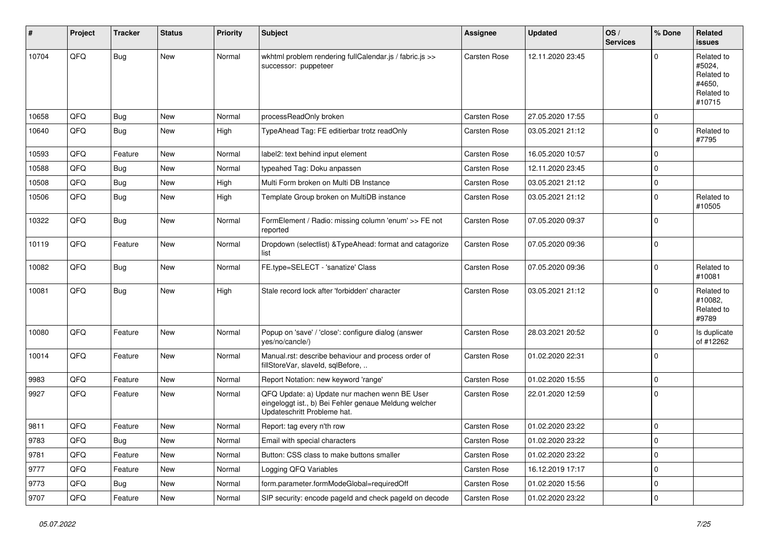| # | Project | Tracker | Status | Priority | Subject | Assignee | Updated | OS / Services | % Done | Related issues |
|---|---|---|---|---|---|---|---|---|---|---|
| 10704 | QFQ | Bug | New | Normal | wkhtml problem rendering fullCalendar.js / fabric.js >> successor: puppeteer | Carsten Rose | 12.11.2020 23:45 | | 0 | Related to #5024, Related to #4650, Related to #10715 |
| 10658 | QFQ | Bug | New | Normal | processReadOnly broken | Carsten Rose | 27.05.2020 17:55 | | 0 | |
| 10640 | QFQ | Bug | New | High | TypeAhead Tag: FE editierbar trotz readOnly | Carsten Rose | 03.05.2021 21:12 | | 0 | Related to #7795 |
| 10593 | QFQ | Feature | New | Normal | label2: text behind input element | Carsten Rose | 16.05.2020 10:57 | | 0 | |
| 10588 | QFQ | Bug | New | Normal | typeahed Tag: Doku anpassen | Carsten Rose | 12.11.2020 23:45 | | 0 | |
| 10508 | QFQ | Bug | New | High | Multi Form broken on Multi DB Instance | Carsten Rose | 03.05.2021 21:12 | | 0 | |
| 10506 | QFQ | Bug | New | High | Template Group broken on MultiDB instance | Carsten Rose | 03.05.2021 21:12 | | 0 | Related to #10505 |
| 10322 | QFQ | Bug | New | Normal | FormElement / Radio: missing column 'enum' >> FE not reported | Carsten Rose | 07.05.2020 09:37 | | 0 | |
| 10119 | QFQ | Feature | New | Normal | Dropdown (selectlist) &TypeAhead: format and catagorize list | Carsten Rose | 07.05.2020 09:36 | | 0 | |
| 10082 | QFQ | Bug | New | Normal | FE.type=SELECT - 'sanatize' Class | Carsten Rose | 07.05.2020 09:36 | | 0 | Related to #10081 |
| 10081 | QFQ | Bug | New | High | Stale record lock after 'forbidden' character | Carsten Rose | 03.05.2021 21:12 | | 0 | Related to #10082, Related to #9789 |
| 10080 | QFQ | Feature | New | Normal | Popup on 'save' / 'close': configure dialog (answer yes/no/cancle/) | Carsten Rose | 28.03.2021 20:52 | | 0 | Is duplicate of #12262 |
| 10014 | QFQ | Feature | New | Normal | Manual.rst: describe behaviour and process order of fillStoreVar, slaveId, sqlBefore, .. | Carsten Rose | 01.02.2020 22:31 | | 0 | |
| 9983 | QFQ | Feature | New | Normal | Report Notation: new keyword 'range' | Carsten Rose | 01.02.2020 15:55 | | 0 | |
| 9927 | QFQ | Feature | New | Normal | QFQ Update: a) Update nur machen wenn BE User eingeloggt ist., b) Bei Fehler genaue Meldung welcher Updateschritt Probleme hat. | Carsten Rose | 22.01.2020 12:59 | | 0 | |
| 9811 | QFQ | Feature | New | Normal | Report: tag every n'th row | Carsten Rose | 01.02.2020 23:22 | | 0 | |
| 9783 | QFQ | Bug | New | Normal | Email with special characters | Carsten Rose | 01.02.2020 23:22 | | 0 | |
| 9781 | QFQ | Feature | New | Normal | Button: CSS class to make buttons smaller | Carsten Rose | 01.02.2020 23:22 | | 0 | |
| 9777 | QFQ | Feature | New | Normal | Logging QFQ Variables | Carsten Rose | 16.12.2019 17:17 | | 0 | |
| 9773 | QFQ | Bug | New | Normal | form.parameter.formModeGlobal=requiredOff | Carsten Rose | 01.02.2020 15:56 | | 0 | |
| 9707 | QFQ | Feature | New | Normal | SIP security: encode pageId and check pageId on decode | Carsten Rose | 01.02.2020 23:22 | | 0 | |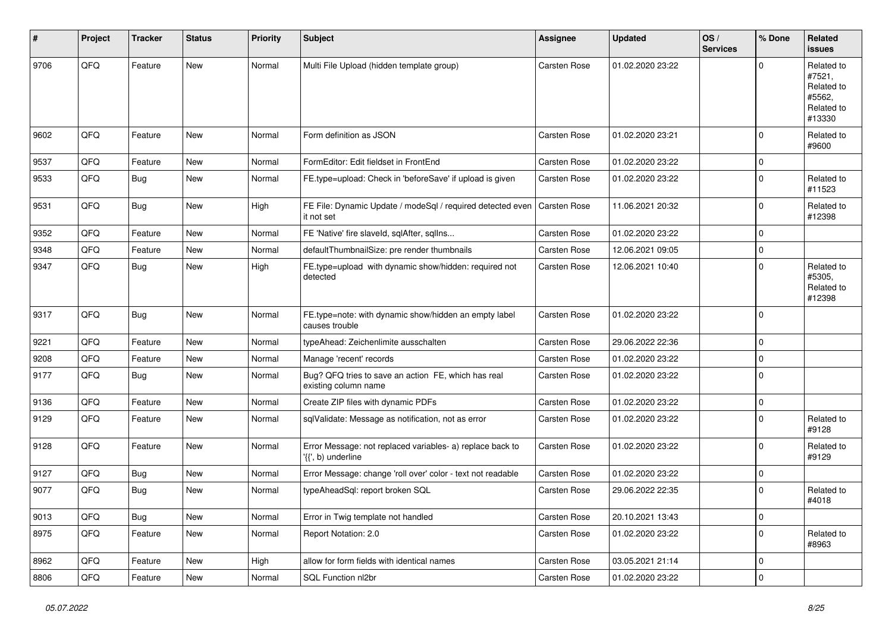| # | Project | Tracker | Status | Priority | Subject | Assignee | Updated | OS / Services | % Done | Related issues |
|---|---|---|---|---|---|---|---|---|---|---|
| 9706 | QFQ | Feature | New | Normal | Multi File Upload (hidden template group) | Carsten Rose | 01.02.2020 23:22 | | 0 | Related to #7521, Related to #5562, Related to #13330 |
| 9602 | QFQ | Feature | New | Normal | Form definition as JSON | Carsten Rose | 01.02.2020 23:21 | | 0 | Related to #9600 |
| 9537 | QFQ | Feature | New | Normal | FormEditor: Edit fieldset in FrontEnd | Carsten Rose | 01.02.2020 23:22 | | 0 | |
| 9533 | QFQ | Bug | New | Normal | FE.type=upload: Check in 'beforeSave' if upload is given | Carsten Rose | 01.02.2020 23:22 | | 0 | Related to #11523 |
| 9531 | QFQ | Bug | New | High | FE File: Dynamic Update / modeSql / required detected even it not set | Carsten Rose | 11.06.2021 20:32 | | 0 | Related to #12398 |
| 9352 | QFQ | Feature | New | Normal | FE 'Native' fire slaveId, sqlAfter, sqlIns... | Carsten Rose | 01.02.2020 23:22 | | 0 | |
| 9348 | QFQ | Feature | New | Normal | defaultThumbnailSize: pre render thumbnails | Carsten Rose | 12.06.2021 09:05 | | 0 | |
| 9347 | QFQ | Bug | New | High | FE.type=upload with dynamic show/hidden: required not detected | Carsten Rose | 12.06.2021 10:40 | | 0 | Related to #5305, Related to #12398 |
| 9317 | QFQ | Bug | New | Normal | FE.type=note: with dynamic show/hidden an empty label causes trouble | Carsten Rose | 01.02.2020 23:22 | | 0 | |
| 9221 | QFQ | Feature | New | Normal | typeAhead: Zeichenlimite ausschalten | Carsten Rose | 29.06.2022 22:36 | | 0 | |
| 9208 | QFQ | Feature | New | Normal | Manage 'recent' records | Carsten Rose | 01.02.2020 23:22 | | 0 | |
| 9177 | QFQ | Bug | New | Normal | Bug? QFQ tries to save an action FE, which has real existing column name | Carsten Rose | 01.02.2020 23:22 | | 0 | |
| 9136 | QFQ | Feature | New | Normal | Create ZIP files with dynamic PDFs | Carsten Rose | 01.02.2020 23:22 | | 0 | |
| 9129 | QFQ | Feature | New | Normal | sqlValidate: Message as notification, not as error | Carsten Rose | 01.02.2020 23:22 | | 0 | Related to #9128 |
| 9128 | QFQ | Feature | New | Normal | Error Message: not replaced variables- a) replace back to '{{', b) underline | Carsten Rose | 01.02.2020 23:22 | | 0 | Related to #9129 |
| 9127 | QFQ | Bug | New | Normal | Error Message: change 'roll over' color - text not readable | Carsten Rose | 01.02.2020 23:22 | | 0 | |
| 9077 | QFQ | Bug | New | Normal | typeAheadSql: report broken SQL | Carsten Rose | 29.06.2022 22:35 | | 0 | Related to #4018 |
| 9013 | QFQ | Bug | New | Normal | Error in Twig template not handled | Carsten Rose | 20.10.2021 13:43 | | 0 | |
| 8975 | QFQ | Feature | New | Normal | Report Notation: 2.0 | Carsten Rose | 01.02.2020 23:22 | | 0 | Related to #8963 |
| 8962 | QFQ | Feature | New | High | allow for form fields with identical names | Carsten Rose | 03.05.2021 21:14 | | 0 | |
| 8806 | QFQ | Feature | New | Normal | SQL Function nl2br | Carsten Rose | 01.02.2020 23:22 | | 0 | |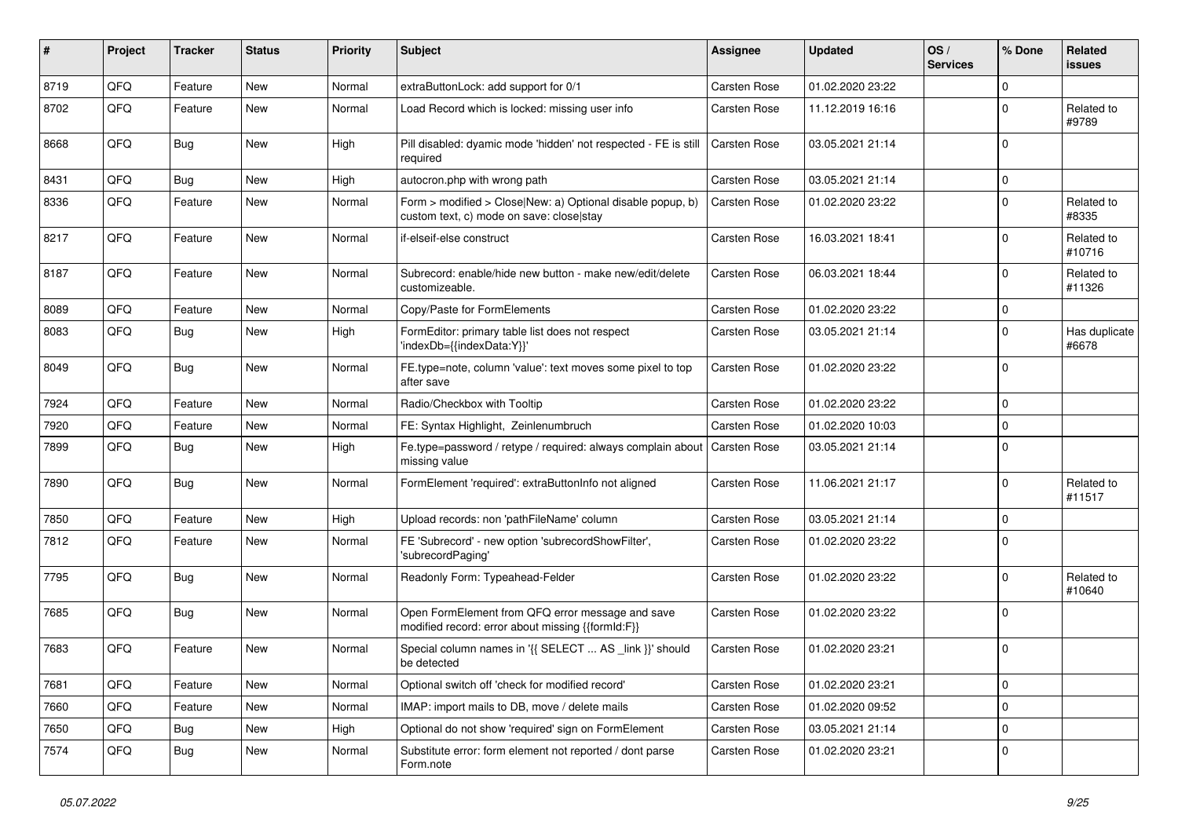| # | Project | Tracker | Status | Priority | Subject | Assignee | Updated | OS / Services | % Done | Related issues |
|---|---|---|---|---|---|---|---|---|---|---|
| 8719 | QFQ | Feature | New | Normal | extraButtonLock: add support for 0/1 | Carsten Rose | 01.02.2020 23:22 | | 0 | |
| 8702 | QFQ | Feature | New | Normal | Load Record which is locked: missing user info | Carsten Rose | 11.12.2019 16:16 | | 0 | Related to #9789 |
| 8668 | QFQ | Bug | New | High | Pill disabled: dyamic mode 'hidden' not respected - FE is still required | Carsten Rose | 03.05.2021 21:14 | | 0 | |
| 8431 | QFQ | Bug | New | High | autocron.php with wrong path | Carsten Rose | 03.05.2021 21:14 | | 0 | |
| 8336 | QFQ | Feature | New | Normal | Form > modified > Close\|New: a) Optional disable popup, b) custom text, c) mode on save: close\|stay | Carsten Rose | 01.02.2020 23:22 | | 0 | Related to #8335 |
| 8217 | QFQ | Feature | New | Normal | if-elseif-else construct | Carsten Rose | 16.03.2021 18:41 | | 0 | Related to #10716 |
| 8187 | QFQ | Feature | New | Normal | Subrecord: enable/hide new button - make new/edit/delete customizeable. | Carsten Rose | 06.03.2021 18:44 | | 0 | Related to #11326 |
| 8089 | QFQ | Feature | New | Normal | Copy/Paste for FormElements | Carsten Rose | 01.02.2020 23:22 | | 0 | |
| 8083 | QFQ | Bug | New | High | FormEditor: primary table list does not respect 'indexDb={{indexData:Y}}' | Carsten Rose | 03.05.2021 21:14 | | 0 | Has duplicate #6678 |
| 8049 | QFQ | Bug | New | Normal | FE.type=note, column 'value': text moves some pixel to top after save | Carsten Rose | 01.02.2020 23:22 | | 0 | |
| 7924 | QFQ | Feature | New | Normal | Radio/Checkbox with Tooltip | Carsten Rose | 01.02.2020 23:22 | | 0 | |
| 7920 | QFQ | Feature | New | Normal | FE: Syntax Highlight, Zeinlenumbruch | Carsten Rose | 01.02.2020 10:03 | | 0 | |
| 7899 | QFQ | Bug | New | High | Fe.type=password / retype / required: always complain about missing value | Carsten Rose | 03.05.2021 21:14 | | 0 | |
| 7890 | QFQ | Bug | New | Normal | FormElement 'required': extraButtonInfo not aligned | Carsten Rose | 11.06.2021 21:17 | | 0 | Related to #11517 |
| 7850 | QFQ | Feature | New | High | Upload records: non 'pathFileName' column | Carsten Rose | 03.05.2021 21:14 | | 0 | |
| 7812 | QFQ | Feature | New | Normal | FE 'Subrecord' - new option 'subrecordShowFilter', 'subrecordPaging' | Carsten Rose | 01.02.2020 23:22 | | 0 | |
| 7795 | QFQ | Bug | New | Normal | Readonly Form: Typeahead-Felder | Carsten Rose | 01.02.2020 23:22 | | 0 | Related to #10640 |
| 7685 | QFQ | Bug | New | Normal | Open FormElement from QFQ error message and save modified record: error about missing {{formId:F}} | Carsten Rose | 01.02.2020 23:22 | | 0 | |
| 7683 | QFQ | Feature | New | Normal | Special column names in '{{ SELECT ... AS _link }}' should be detected | Carsten Rose | 01.02.2020 23:21 | | 0 | |
| 7681 | QFQ | Feature | New | Normal | Optional switch off 'check for modified record' | Carsten Rose | 01.02.2020 23:21 | | 0 | |
| 7660 | QFQ | Feature | New | Normal | IMAP: import mails to DB, move / delete mails | Carsten Rose | 01.02.2020 09:52 | | 0 | |
| 7650 | QFQ | Bug | New | High | Optional do not show 'required' sign on FormElement | Carsten Rose | 03.05.2021 21:14 | | 0 | |
| 7574 | QFQ | Bug | New | Normal | Substitute error: form element not reported / dont parse Form.note | Carsten Rose | 01.02.2020 23:21 | | 0 | |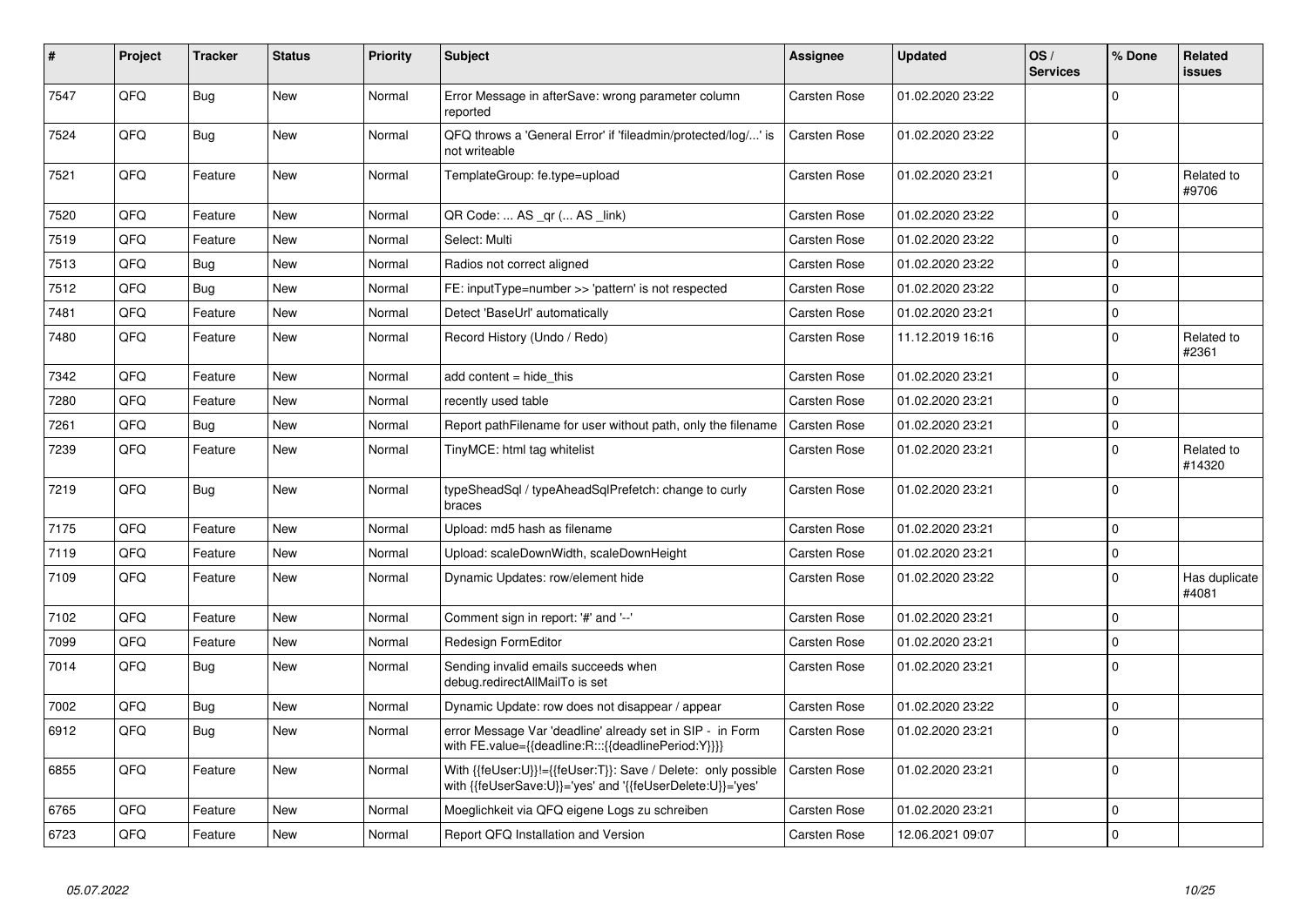| # | Project | Tracker | Status | Priority | Subject | Assignee | Updated | OS / Services | % Done | Related issues |
|---|---|---|---|---|---|---|---|---|---|---|
| 7547 | QFQ | Bug | New | Normal | Error Message in afterSave: wrong parameter column reported | Carsten Rose | 01.02.2020 23:22 | | 0 | |
| 7524 | QFQ | Bug | New | Normal | QFQ throws a 'General Error' if 'fileadmin/protected/log/...' is not writeable | Carsten Rose | 01.02.2020 23:22 | | 0 | |
| 7521 | QFQ | Feature | New | Normal | TemplateGroup: fe.type=upload | Carsten Rose | 01.02.2020 23:21 | | 0 | Related to #9706 |
| 7520 | QFQ | Feature | New | Normal | QR Code: ... AS _qr (... AS _link) | Carsten Rose | 01.02.2020 23:22 | | 0 | |
| 7519 | QFQ | Feature | New | Normal | Select: Multi | Carsten Rose | 01.02.2020 23:22 | | 0 | |
| 7513 | QFQ | Bug | New | Normal | Radios not correct aligned | Carsten Rose | 01.02.2020 23:22 | | 0 | |
| 7512 | QFQ | Bug | New | Normal | FE: inputType=number >> 'pattern' is not respected | Carsten Rose | 01.02.2020 23:22 | | 0 | |
| 7481 | QFQ | Feature | New | Normal | Detect 'BaseUrl' automatically | Carsten Rose | 01.02.2020 23:21 | | 0 | |
| 7480 | QFQ | Feature | New | Normal | Record History (Undo / Redo) | Carsten Rose | 11.12.2019 16:16 | | 0 | Related to #2361 |
| 7342 | QFQ | Feature | New | Normal | add content = hide_this | Carsten Rose | 01.02.2020 23:21 | | 0 | |
| 7280 | QFQ | Feature | New | Normal | recently used table | Carsten Rose | 01.02.2020 23:21 | | 0 | |
| 7261 | QFQ | Bug | New | Normal | Report pathFilename for user without path, only the filename | Carsten Rose | 01.02.2020 23:21 | | 0 | |
| 7239 | QFQ | Feature | New | Normal | TinyMCE: html tag whitelist | Carsten Rose | 01.02.2020 23:21 | | 0 | Related to #14320 |
| 7219 | QFQ | Bug | New | Normal | typeSheadSql / typeAheadSqlPrefetch: change to curly braces | Carsten Rose | 01.02.2020 23:21 | | 0 | |
| 7175 | QFQ | Feature | New | Normal | Upload: md5 hash as filename | Carsten Rose | 01.02.2020 23:21 | | 0 | |
| 7119 | QFQ | Feature | New | Normal | Upload: scaleDownWidth, scaleDownHeight | Carsten Rose | 01.02.2020 23:21 | | 0 | |
| 7109 | QFQ | Feature | New | Normal | Dynamic Updates: row/element hide | Carsten Rose | 01.02.2020 23:22 | | 0 | Has duplicate #4081 |
| 7102 | QFQ | Feature | New | Normal | Comment sign in report: '#' and '--' | Carsten Rose | 01.02.2020 23:21 | | 0 | |
| 7099 | QFQ | Feature | New | Normal | Redesign FormEditor | Carsten Rose | 01.02.2020 23:21 | | 0 | |
| 7014 | QFQ | Bug | New | Normal | Sending invalid emails succeeds when debug.redirectAllMailTo is set | Carsten Rose | 01.02.2020 23:21 | | 0 | |
| 7002 | QFQ | Bug | New | Normal | Dynamic Update: row does not disappear / appear | Carsten Rose | 01.02.2020 23:22 | | 0 | |
| 6912 | QFQ | Bug | New | Normal | error Message Var 'deadline' already set in SIP - in Form with FE.value={{deadline:R:::{{deadlinePeriod:Y}}}} | Carsten Rose | 01.02.2020 23:21 | | 0 | |
| 6855 | QFQ | Feature | New | Normal | With {{feUser:U}}!={{feUser:T}}: Save / Delete: only possible with {{feUserSave:U}}='yes' and '{{feUserDelete:U}}='yes' | Carsten Rose | 01.02.2020 23:21 | | 0 | |
| 6765 | QFQ | Feature | New | Normal | Moeglichkeit via QFQ eigene Logs zu schreiben | Carsten Rose | 01.02.2020 23:21 | | 0 | |
| 6723 | QFQ | Feature | New | Normal | Report QFQ Installation and Version | Carsten Rose | 12.06.2021 09:07 | | 0 | |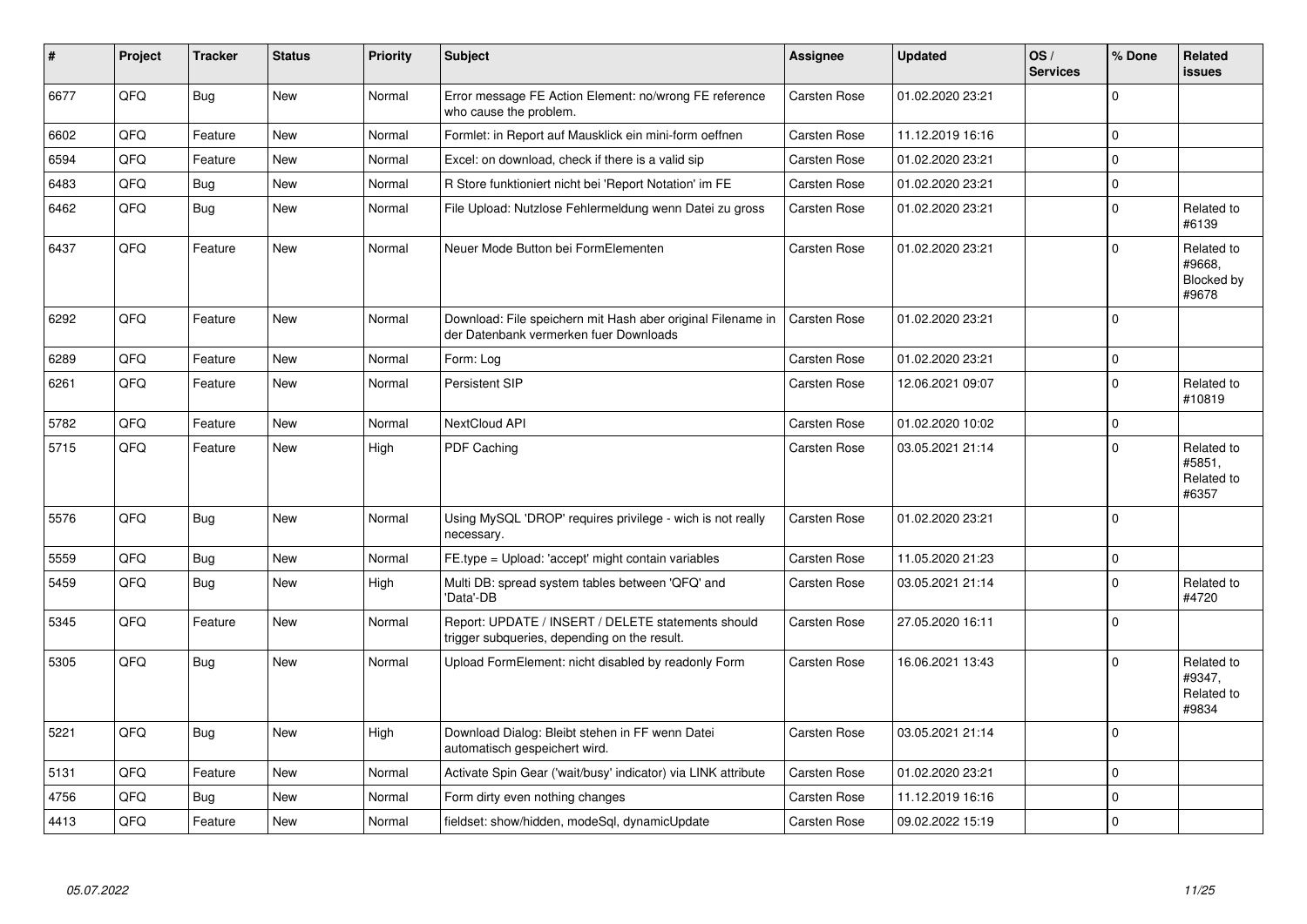| # | Project | Tracker | Status | Priority | Subject | Assignee | Updated | OS / Services | % Done | Related issues |
|---|---|---|---|---|---|---|---|---|---|---|
| 6677 | QFQ | Bug | New | Normal | Error message FE Action Element: no/wrong FE reference who cause the problem. | Carsten Rose | 01.02.2020 23:21 | | 0 | |
| 6602 | QFQ | Feature | New | Normal | Formlet: in Report auf Mausklick ein mini-form oeffnen | Carsten Rose | 11.12.2019 16:16 | | 0 | |
| 6594 | QFQ | Feature | New | Normal | Excel: on download, check if there is a valid sip | Carsten Rose | 01.02.2020 23:21 | | 0 | |
| 6483 | QFQ | Bug | New | Normal | R Store funktioniert nicht bei 'Report Notation' im FE | Carsten Rose | 01.02.2020 23:21 | | 0 | |
| 6462 | QFQ | Bug | New | Normal | File Upload: Nutzlose Fehlermeldung wenn Datei zu gross | Carsten Rose | 01.02.2020 23:21 | | 0 | Related to #6139 |
| 6437 | QFQ | Feature | New | Normal | Neuer Mode Button bei FormElementen | Carsten Rose | 01.02.2020 23:21 | | 0 | Related to #9668, Blocked by #9678 |
| 6292 | QFQ | Feature | New | Normal | Download: File speichern mit Hash aber original Filename in der Datenbank vermerken fuer Downloads | Carsten Rose | 01.02.2020 23:21 | | 0 | |
| 6289 | QFQ | Feature | New | Normal | Form: Log | Carsten Rose | 01.02.2020 23:21 | | 0 | |
| 6261 | QFQ | Feature | New | Normal | Persistent SIP | Carsten Rose | 12.06.2021 09:07 | | 0 | Related to #10819 |
| 5782 | QFQ | Feature | New | Normal | NextCloud API | Carsten Rose | 01.02.2020 10:02 | | 0 | |
| 5715 | QFQ | Feature | New | High | PDF Caching | Carsten Rose | 03.05.2021 21:14 | | 0 | Related to #5851, Related to #6357 |
| 5576 | QFQ | Bug | New | Normal | Using MySQL 'DROP' requires privilege - wich is not really necessary. | Carsten Rose | 01.02.2020 23:21 | | 0 | |
| 5559 | QFQ | Bug | New | Normal | FE.type = Upload: 'accept' might contain variables | Carsten Rose | 11.05.2020 21:23 | | 0 | |
| 5459 | QFQ | Bug | New | High | Multi DB: spread system tables between 'QFQ' and 'Data'-DB | Carsten Rose | 03.05.2021 21:14 | | 0 | Related to #4720 |
| 5345 | QFQ | Feature | New | Normal | Report: UPDATE / INSERT / DELETE statements should trigger subqueries, depending on the result. | Carsten Rose | 27.05.2020 16:11 | | 0 | |
| 5305 | QFQ | Bug | New | Normal | Upload FormElement: nicht disabled by readonly Form | Carsten Rose | 16.06.2021 13:43 | | 0 | Related to #9347, Related to #9834 |
| 5221 | QFQ | Bug | New | High | Download Dialog: Bleibt stehen in FF wenn Datei automatisch gespeichert wird. | Carsten Rose | 03.05.2021 21:14 | | 0 | |
| 5131 | QFQ | Feature | New | Normal | Activate Spin Gear ('wait/busy' indicator) via LINK attribute | Carsten Rose | 01.02.2020 23:21 | | 0 | |
| 4756 | QFQ | Bug | New | Normal | Form dirty even nothing changes | Carsten Rose | 11.12.2019 16:16 | | 0 | |
| 4413 | QFQ | Feature | New | Normal | fieldset: show/hidden, modeSql, dynamicUpdate | Carsten Rose | 09.02.2022 15:19 | | 0 | |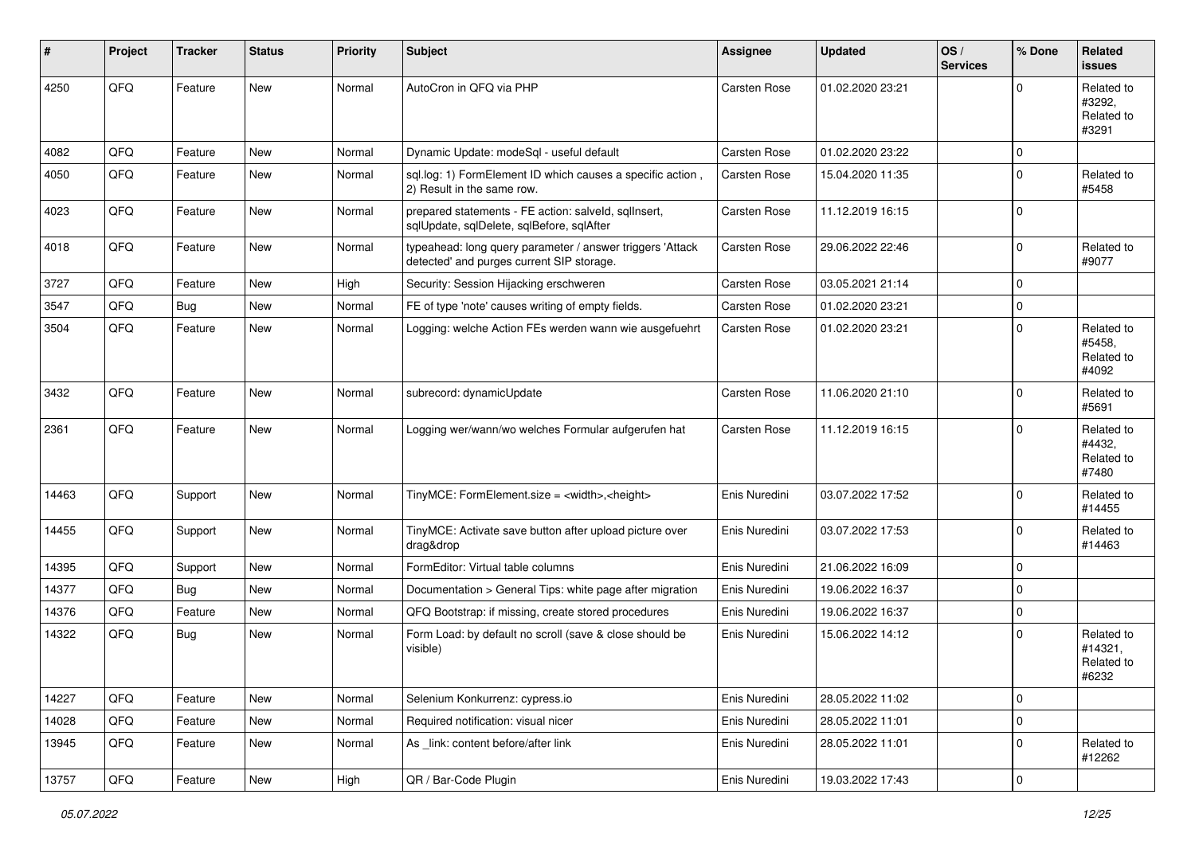| # | Project | Tracker | Status | Priority | Subject | Assignee | Updated | OS / Services | % Done | Related issues |
|---|---|---|---|---|---|---|---|---|---|---|
| 4250 | QFQ | Feature | New | Normal | AutoCron in QFQ via PHP | Carsten Rose | 01.02.2020 23:21 | | 0 | Related to #3292, Related to #3291 |
| 4082 | QFQ | Feature | New | Normal | Dynamic Update: modeSql - useful default | Carsten Rose | 01.02.2020 23:22 | | 0 | |
| 4050 | QFQ | Feature | New | Normal | sql.log: 1) FormElement ID which causes a specific action , 2) Result in the same row. | Carsten Rose | 15.04.2020 11:35 | | 0 | Related to #5458 |
| 4023 | QFQ | Feature | New | Normal | prepared statements - FE action: salveId, sqlInsert, sqlUpdate, sqlDelete, sqlBefore, sqlAfter | Carsten Rose | 11.12.2019 16:15 | | 0 | |
| 4018 | QFQ | Feature | New | Normal | typeahead: long query parameter / answer triggers 'Attack detected' and purges current SIP storage. | Carsten Rose | 29.06.2022 22:46 | | 0 | Related to #9077 |
| 3727 | QFQ | Feature | New | High | Security: Session Hijacking erschweren | Carsten Rose | 03.05.2021 21:14 | | 0 | |
| 3547 | QFQ | Bug | New | Normal | FE of type 'note' causes writing of empty fields. | Carsten Rose | 01.02.2020 23:21 | | 0 | |
| 3504 | QFQ | Feature | New | Normal | Logging: welche Action FEs werden wann wie ausgefuehrt | Carsten Rose | 01.02.2020 23:21 | | 0 | Related to #5458, Related to #4092 |
| 3432 | QFQ | Feature | New | Normal | subrecord: dynamicUpdate | Carsten Rose | 11.06.2020 21:10 | | 0 | Related to #5691 |
| 2361 | QFQ | Feature | New | Normal | Logging wer/wann/wo welches Formular aufgerufen hat | Carsten Rose | 11.12.2019 16:15 | | 0 | Related to #4432, Related to #7480 |
| 14463 | QFQ | Support | New | Normal | TinyMCE: FormElement.size = <width>,<height> | Enis Nuredini | 03.07.2022 17:52 | | 0 | Related to #14455 |
| 14455 | QFQ | Support | New | Normal | TinyMCE: Activate save button after upload picture over drag&drop | Enis Nuredini | 03.07.2022 17:53 | | 0 | Related to #14463 |
| 14395 | QFQ | Support | New | Normal | FormEditor: Virtual table columns | Enis Nuredini | 21.06.2022 16:09 | | 0 | |
| 14377 | QFQ | Bug | New | Normal | Documentation > General Tips: white page after migration | Enis Nuredini | 19.06.2022 16:37 | | 0 | |
| 14376 | QFQ | Feature | New | Normal | QFQ Bootstrap: if missing, create stored procedures | Enis Nuredini | 19.06.2022 16:37 | | 0 | |
| 14322 | QFQ | Bug | New | Normal | Form Load: by default no scroll (save & close should be visible) | Enis Nuredini | 15.06.2022 14:12 | | 0 | Related to #14321, Related to #6232 |
| 14227 | QFQ | Feature | New | Normal | Selenium Konkurrenz: cypress.io | Enis Nuredini | 28.05.2022 11:02 | | 0 | |
| 14028 | QFQ | Feature | New | Normal | Required notification: visual nicer | Enis Nuredini | 28.05.2022 11:01 | | 0 | |
| 13945 | QFQ | Feature | New | Normal | As _link: content before/after link | Enis Nuredini | 28.05.2022 11:01 | | 0 | Related to #12262 |
| 13757 | QFQ | Feature | New | High | QR / Bar-Code Plugin | Enis Nuredini | 19.03.2022 17:43 | | 0 | |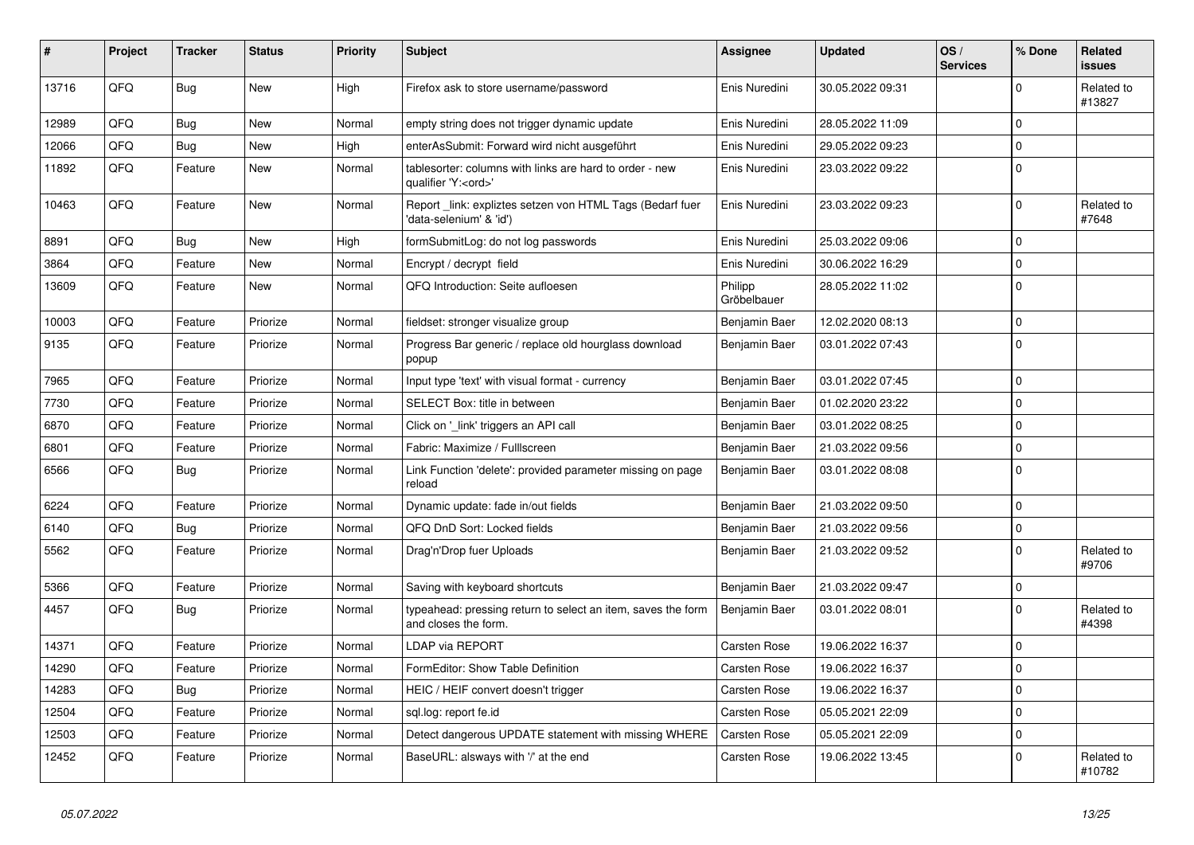| # | Project | Tracker | Status | Priority | Subject | Assignee | Updated | OS / Services | % Done | Related issues |
|---|---|---|---|---|---|---|---|---|---|---|
| 13716 | QFQ | Bug | New | High | Firefox ask to store username/password | Enis Nuredini | 30.05.2022 09:31 | | 0 | Related to #13827 |
| 12989 | QFQ | Bug | New | Normal | empty string does not trigger dynamic update | Enis Nuredini | 28.05.2022 11:09 | | 0 | |
| 12066 | QFQ | Bug | New | High | enterAsSubmit: Forward wird nicht ausgeführt | Enis Nuredini | 29.05.2022 09:23 | | 0 | |
| 11892 | QFQ | Feature | New | Normal | tablesorter: columns with links are hard to order - new qualifier 'Y:<ord>' | Enis Nuredini | 23.03.2022 09:22 | | 0 | |
| 10463 | QFQ | Feature | New | Normal | Report _link: expliztes setzen von HTML Tags (Bedarf fuer 'data-selenium' & 'id') | Enis Nuredini | 23.03.2022 09:23 | | 0 | Related to #7648 |
| 8891 | QFQ | Bug | New | High | formSubmitLog: do not log passwords | Enis Nuredini | 25.03.2022 09:06 | | 0 | |
| 3864 | QFQ | Feature | New | Normal | Encrypt / decrypt field | Enis Nuredini | 30.06.2022 16:29 | | 0 | |
| 13609 | QFQ | Feature | New | Normal | QFQ Introduction: Seite aufloesen | Philipp Gröbelbauer | 28.05.2022 11:02 | | 0 | |
| 10003 | QFQ | Feature | Priorize | Normal | fieldset: stronger visualize group | Benjamin Baer | 12.02.2020 08:13 | | 0 | |
| 9135 | QFQ | Feature | Priorize | Normal | Progress Bar generic / replace old hourglass download popup | Benjamin Baer | 03.01.2022 07:43 | | 0 | |
| 7965 | QFQ | Feature | Priorize | Normal | Input type 'text' with visual format - currency | Benjamin Baer | 03.01.2022 07:45 | | 0 | |
| 7730 | QFQ | Feature | Priorize | Normal | SELECT Box: title in between | Benjamin Baer | 01.02.2020 23:22 | | 0 | |
| 6870 | QFQ | Feature | Priorize | Normal | Click on '_link' triggers an API call | Benjamin Baer | 03.01.2022 08:25 | | 0 | |
| 6801 | QFQ | Feature | Priorize | Normal | Fabric: Maximize / Fulllscreen | Benjamin Baer | 21.03.2022 09:56 | | 0 | |
| 6566 | QFQ | Bug | Priorize | Normal | Link Function 'delete': provided parameter missing on page reload | Benjamin Baer | 03.01.2022 08:08 | | 0 | |
| 6224 | QFQ | Feature | Priorize | Normal | Dynamic update: fade in/out fields | Benjamin Baer | 21.03.2022 09:50 | | 0 | |
| 6140 | QFQ | Bug | Priorize | Normal | QFQ DnD Sort: Locked fields | Benjamin Baer | 21.03.2022 09:56 | | 0 | |
| 5562 | QFQ | Feature | Priorize | Normal | Drag'n'Drop fuer Uploads | Benjamin Baer | 21.03.2022 09:52 | | 0 | Related to #9706 |
| 5366 | QFQ | Feature | Priorize | Normal | Saving with keyboard shortcuts | Benjamin Baer | 21.03.2022 09:47 | | 0 | |
| 4457 | QFQ | Bug | Priorize | Normal | typeahead: pressing return to select an item, saves the form and closes the form. | Benjamin Baer | 03.01.2022 08:01 | | 0 | Related to #4398 |
| 14371 | QFQ | Feature | Priorize | Normal | LDAP via REPORT | Carsten Rose | 19.06.2022 16:37 | | 0 | |
| 14290 | QFQ | Feature | Priorize | Normal | FormEditor: Show Table Definition | Carsten Rose | 19.06.2022 16:37 | | 0 | |
| 14283 | QFQ | Bug | Priorize | Normal | HEIC / HEIF convert doesn't trigger | Carsten Rose | 19.06.2022 16:37 | | 0 | |
| 12504 | QFQ | Feature | Priorize | Normal | sql.log: report fe.id | Carsten Rose | 05.05.2021 22:09 | | 0 | |
| 12503 | QFQ | Feature | Priorize | Normal | Detect dangerous UPDATE statement with missing WHERE | Carsten Rose | 05.05.2021 22:09 | | 0 | |
| 12452 | QFQ | Feature | Priorize | Normal | BaseURL: alsways with '/' at the end | Carsten Rose | 19.06.2022 13:45 | | 0 | Related to #10782 |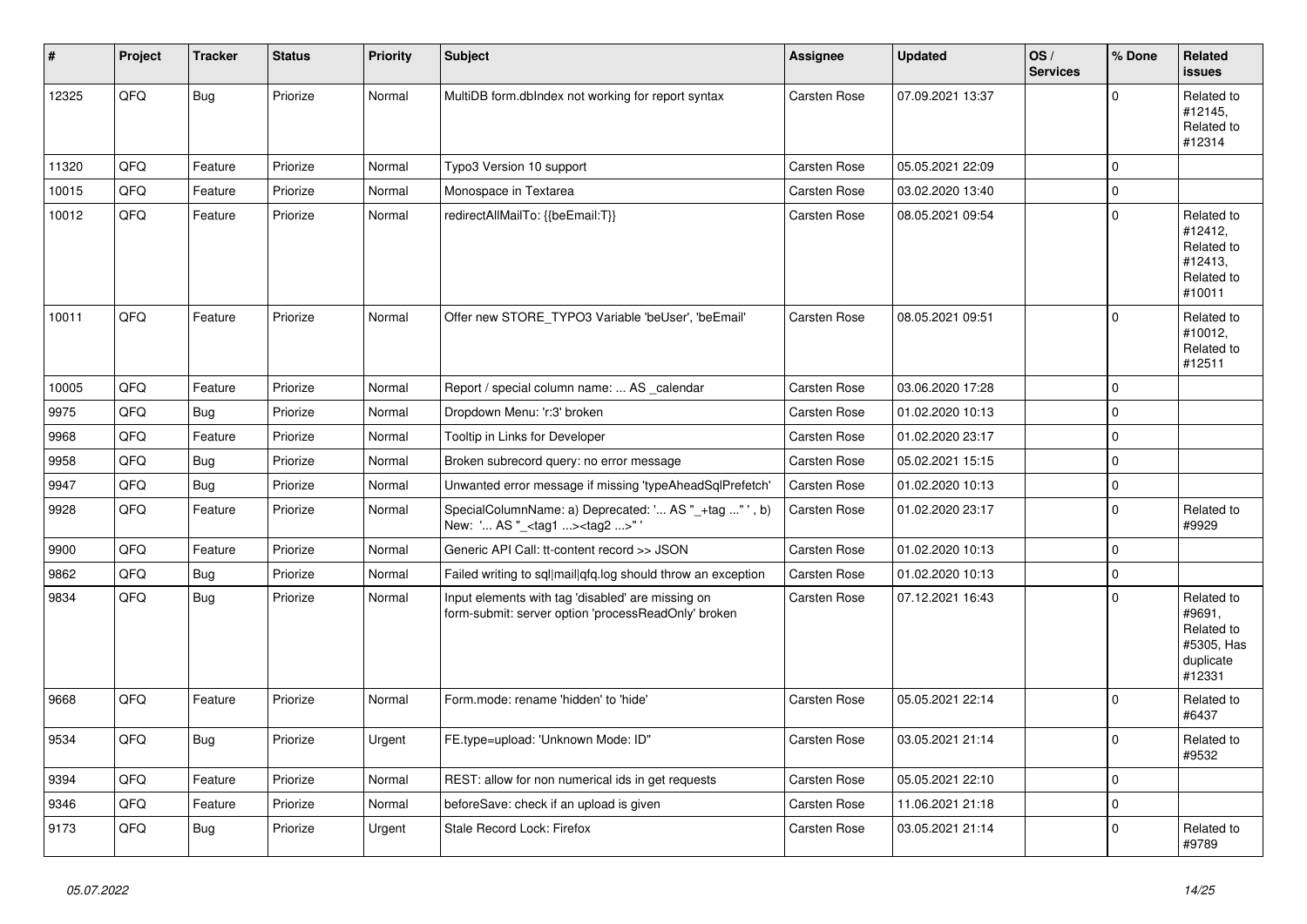| # | Project | Tracker | Status | Priority | Subject | Assignee | Updated | OS / Services | % Done | Related issues |
|---|---|---|---|---|---|---|---|---|---|---|
| 12325 | QFQ | Bug | Priorize | Normal | MultiDB form.dbIndex not working for report syntax | Carsten Rose | 07.09.2021 13:37 | | 0 | Related to #12145, Related to #12314 |
| 11320 | QFQ | Feature | Priorize | Normal | Typo3 Version 10 support | Carsten Rose | 05.05.2021 22:09 | | 0 | |
| 10015 | QFQ | Feature | Priorize | Normal | Monospace in Textarea | Carsten Rose | 03.02.2020 13:40 | | 0 | |
| 10012 | QFQ | Feature | Priorize | Normal | redirectAllMailTo: {{beEmail:T}} | Carsten Rose | 08.05.2021 09:54 | | 0 | Related to #12412, Related to #12413, Related to #10011 |
| 10011 | QFQ | Feature | Priorize | Normal | Offer new STORE_TYPO3 Variable 'beUser', 'beEmail' | Carsten Rose | 08.05.2021 09:51 | | 0 | Related to #10012, Related to #12511 |
| 10005 | QFQ | Feature | Priorize | Normal | Report / special column name: ... AS _calendar | Carsten Rose | 03.06.2020 17:28 | | 0 | |
| 9975 | QFQ | Bug | Priorize | Normal | Dropdown Menu: 'r:3' broken | Carsten Rose | 01.02.2020 10:13 | | 0 | |
| 9968 | QFQ | Feature | Priorize | Normal | Tooltip in Links for Developer | Carsten Rose | 01.02.2020 23:17 | | 0 | |
| 9958 | QFQ | Bug | Priorize | Normal | Broken subrecord query: no error message | Carsten Rose | 05.02.2021 15:15 | | 0 | |
| 9947 | QFQ | Bug | Priorize | Normal | Unwanted error message if missing 'typeAheadSqlPrefetch' | Carsten Rose | 01.02.2020 10:13 | | 0 | |
| 9928 | QFQ | Feature | Priorize | Normal | SpecialColumnName: a) Deprecated: '... AS "_+tag ..." ', b) New: '... AS "_<tag1 ...><tag2 ...>" ' | Carsten Rose | 01.02.2020 23:17 | | 0 | Related to #9929 |
| 9900 | QFQ | Feature | Priorize | Normal | Generic API Call: tt-content record >> JSON | Carsten Rose | 01.02.2020 10:13 | | 0 | |
| 9862 | QFQ | Bug | Priorize | Normal | Failed writing to sql\|mail\|qfq.log should throw an exception | Carsten Rose | 01.02.2020 10:13 | | 0 | |
| 9834 | QFQ | Bug | Priorize | Normal | Input elements with tag 'disabled' are missing on form-submit: server option 'processReadOnly' broken | Carsten Rose | 07.12.2021 16:43 | | 0 | Related to #9691, Related to #5305, Has duplicate #12331 |
| 9668 | QFQ | Feature | Priorize | Normal | Form.mode: rename 'hidden' to 'hide' | Carsten Rose | 05.05.2021 22:14 | | 0 | Related to #6437 |
| 9534 | QFQ | Bug | Priorize | Urgent | FE.type=upload: 'Unknown Mode: ID" | Carsten Rose | 03.05.2021 21:14 | | 0 | Related to #9532 |
| 9394 | QFQ | Feature | Priorize | Normal | REST: allow for non numerical ids in get requests | Carsten Rose | 05.05.2021 22:10 | | 0 | |
| 9346 | QFQ | Feature | Priorize | Normal | beforeSave: check if an upload is given | Carsten Rose | 11.06.2021 21:18 | | 0 | |
| 9173 | QFQ | Bug | Priorize | Urgent | Stale Record Lock: Firefox | Carsten Rose | 03.05.2021 21:14 | | 0 | Related to #9789 |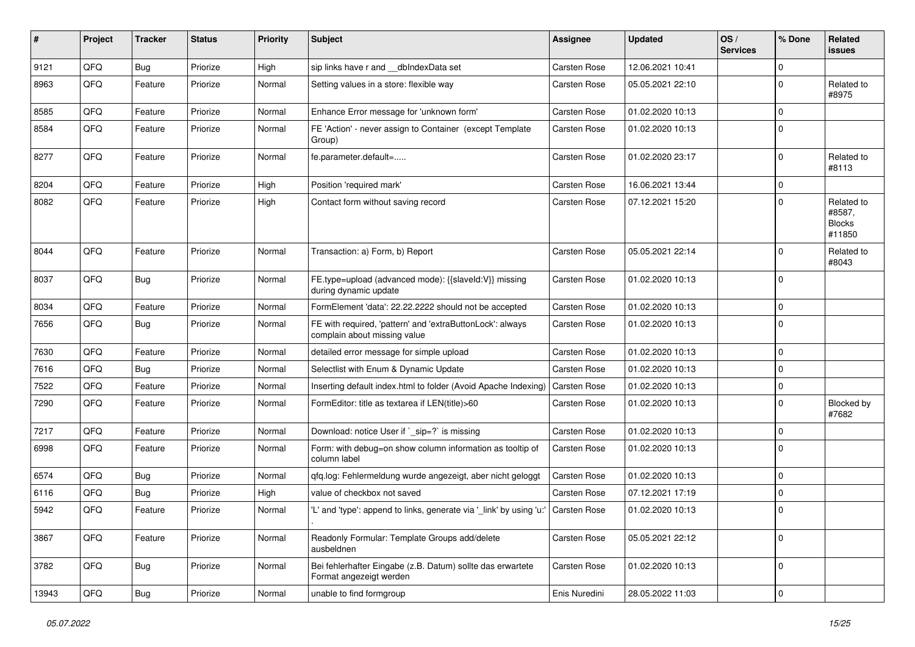| # | Project | Tracker | Status | Priority | Subject | Assignee | Updated | OS / Services | % Done | Related issues |
|---|---|---|---|---|---|---|---|---|---|---|
| 9121 | QFQ | Bug | Priorize | High | sip links have r and __dbIndexData set | Carsten Rose | 12.06.2021 10:41 | | 0 | |
| 8963 | QFQ | Feature | Priorize | Normal | Setting values in a store: flexible way | Carsten Rose | 05.05.2021 22:10 | | 0 | Related to #8975 |
| 8585 | QFQ | Feature | Priorize | Normal | Enhance Error message for 'unknown form' | Carsten Rose | 01.02.2020 10:13 | | 0 | |
| 8584 | QFQ | Feature | Priorize | Normal | FE 'Action' - never assign to Container (except Template Group) | Carsten Rose | 01.02.2020 10:13 | | 0 | |
| 8277 | QFQ | Feature | Priorize | Normal | fe.parameter.default=..... | Carsten Rose | 01.02.2020 23:17 | | 0 | Related to #8113 |
| 8204 | QFQ | Feature | Priorize | High | Position 'required mark' | Carsten Rose | 16.06.2021 13:44 | | 0 | |
| 8082 | QFQ | Feature | Priorize | High | Contact form without saving record | Carsten Rose | 07.12.2021 15:20 | | 0 | Related to #8587, Blocks #11850 |
| 8044 | QFQ | Feature | Priorize | Normal | Transaction: a) Form, b) Report | Carsten Rose | 05.05.2021 22:14 | | 0 | Related to #8043 |
| 8037 | QFQ | Bug | Priorize | Normal | FE.type=upload (advanced mode): {{slaveId:V}} missing during dynamic update | Carsten Rose | 01.02.2020 10:13 | | 0 | |
| 8034 | QFQ | Feature | Priorize | Normal | FormElement 'data': 22.22.2222 should not be accepted | Carsten Rose | 01.02.2020 10:13 | | 0 | |
| 7656 | QFQ | Bug | Priorize | Normal | FE with required, 'pattern' and 'extraButtonLock': always complain about missing value | Carsten Rose | 01.02.2020 10:13 | | 0 | |
| 7630 | QFQ | Feature | Priorize | Normal | detailed error message for simple upload | Carsten Rose | 01.02.2020 10:13 | | 0 | |
| 7616 | QFQ | Bug | Priorize | Normal | Selectlist with Enum & Dynamic Update | Carsten Rose | 01.02.2020 10:13 | | 0 | |
| 7522 | QFQ | Feature | Priorize | Normal | Inserting default index.html to folder (Avoid Apache Indexing) | Carsten Rose | 01.02.2020 10:13 | | 0 | |
| 7290 | QFQ | Feature | Priorize | Normal | FormEditor: title as textarea if LEN(title)>60 | Carsten Rose | 01.02.2020 10:13 | | 0 | Blocked by #7682 |
| 7217 | QFQ | Feature | Priorize | Normal | Download: notice User if `_sip=?` is missing | Carsten Rose | 01.02.2020 10:13 | | 0 | |
| 6998 | QFQ | Feature | Priorize | Normal | Form: with debug=on show column information as tooltip of column label | Carsten Rose | 01.02.2020 10:13 | | 0 | |
| 6574 | QFQ | Bug | Priorize | Normal | qfq.log: Fehlermeldung wurde angezeigt, aber nicht geloggt | Carsten Rose | 01.02.2020 10:13 | | 0 | |
| 6116 | QFQ | Bug | Priorize | High | value of checkbox not saved | Carsten Rose | 07.12.2021 17:19 | | 0 | |
| 5942 | QFQ | Feature | Priorize | Normal | 'L' and 'type': append to links, generate via '_link' by using 'u:' . | Carsten Rose | 01.02.2020 10:13 | | 0 | |
| 3867 | QFQ | Feature | Priorize | Normal | Readonly Formular: Template Groups add/delete ausbeldnen | Carsten Rose | 05.05.2021 22:12 | | 0 | |
| 3782 | QFQ | Bug | Priorize | Normal | Bei fehlerhafter Eingabe (z.B. Datum) sollte das erwartete Format angezeigt werden | Carsten Rose | 01.02.2020 10:13 | | 0 | |
| 13943 | QFQ | Bug | Priorize | Normal | unable to find formgroup | Enis Nuredini | 28.05.2022 11:03 | | 0 | |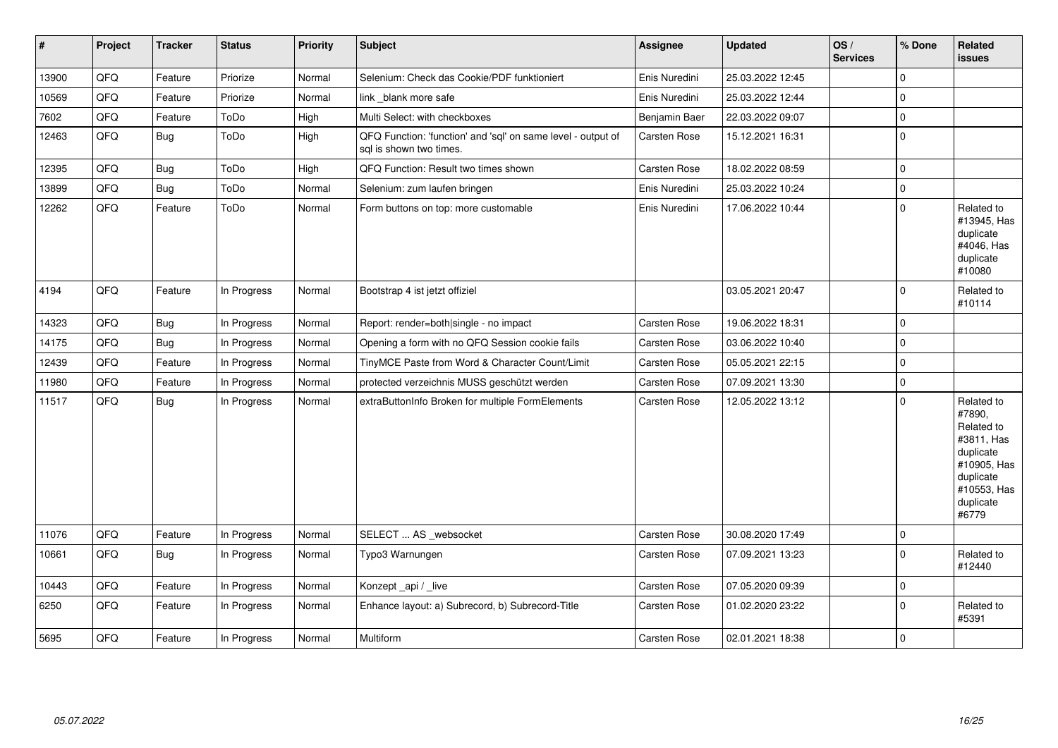| # | Project | Tracker | Status | Priority | Subject | Assignee | Updated | OS / Services | % Done | Related issues |
|---|---|---|---|---|---|---|---|---|---|---|
| 13900 | QFQ | Feature | Priorize | Normal | Selenium: Check das Cookie/PDF funktioniert | Enis Nuredini | 25.03.2022 12:45 | | 0 | |
| 10569 | QFQ | Feature | Priorize | Normal | link _blank more safe | Enis Nuredini | 25.03.2022 12:44 | | 0 | |
| 7602 | QFQ | Feature | ToDo | High | Multi Select: with checkboxes | Benjamin Baer | 22.03.2022 09:07 | | 0 | |
| 12463 | QFQ | Bug | ToDo | High | QFQ Function: 'function' and 'sql' on same level - output of sql is shown two times. | Carsten Rose | 15.12.2021 16:31 | | 0 | |
| 12395 | QFQ | Bug | ToDo | High | QFQ Function: Result two times shown | Carsten Rose | 18.02.2022 08:59 | | 0 | |
| 13899 | QFQ | Bug | ToDo | Normal | Selenium: zum laufen bringen | Enis Nuredini | 25.03.2022 10:24 | | 0 | |
| 12262 | QFQ | Feature | ToDo | Normal | Form buttons on top: more customable | Enis Nuredini | 17.06.2022 10:44 | | 0 | Related to #13945, Has duplicate #4046, Has duplicate #10080 |
| 4194 | QFQ | Feature | In Progress | Normal | Bootstrap 4 ist jetzt offiziel | | 03.05.2021 20:47 | | 0 | Related to #10114 |
| 14323 | QFQ | Bug | In Progress | Normal | Report: render=both\|single - no impact | Carsten Rose | 19.06.2022 18:31 | | 0 | |
| 14175 | QFQ | Bug | In Progress | Normal | Opening a form with no QFQ Session cookie fails | Carsten Rose | 03.06.2022 10:40 | | 0 | |
| 12439 | QFQ | Feature | In Progress | Normal | TinyMCE Paste from Word & Character Count/Limit | Carsten Rose | 05.05.2021 22:15 | | 0 | |
| 11980 | QFQ | Feature | In Progress | Normal | protected verzeichnis MUSS geschützt werden | Carsten Rose | 07.09.2021 13:30 | | 0 | |
| 11517 | QFQ | Bug | In Progress | Normal | extraButtonInfo Broken for multiple FormElements | Carsten Rose | 12.05.2022 13:12 | | 0 | Related to #7890, Related to #3811, Has duplicate #10905, Has duplicate #10553, Has duplicate #6779 |
| 11076 | QFQ | Feature | In Progress | Normal | SELECT ... AS _websocket | Carsten Rose | 30.08.2020 17:49 | | 0 | |
| 10661 | QFQ | Bug | In Progress | Normal | Typo3 Warnungen | Carsten Rose | 07.09.2021 13:23 | | 0 | Related to #12440 |
| 10443 | QFQ | Feature | In Progress | Normal | Konzept _api / _live | Carsten Rose | 07.05.2020 09:39 | | 0 | |
| 6250 | QFQ | Feature | In Progress | Normal | Enhance layout: a) Subrecord, b) Subrecord-Title | Carsten Rose | 01.02.2020 23:22 | | 0 | Related to #5391 |
| 5695 | QFQ | Feature | In Progress | Normal | Multiform | Carsten Rose | 02.01.2021 18:38 | | 0 | |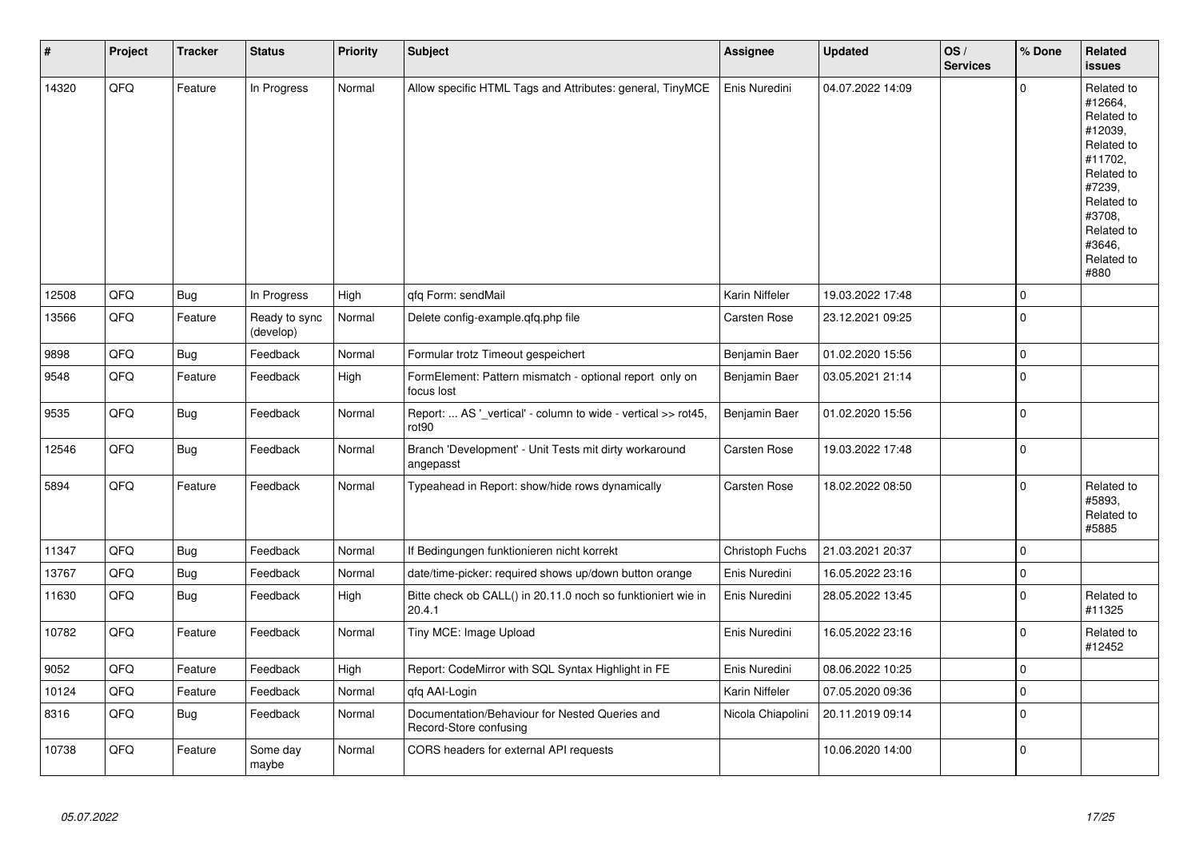| # | Project | Tracker | Status | Priority | Subject | Assignee | Updated | OS / Services | % Done | Related issues |
|---|---|---|---|---|---|---|---|---|---|---|
| 14320 | QFQ | Feature | In Progress | Normal | Allow specific HTML Tags and Attributes: general, TinyMCE | Enis Nuredini | 04.07.2022 14:09 | | 0 | Related to #12664, Related to #12039, Related to #11702, Related to #7239, Related to #3708, Related to #3646, Related to #880 |
| 12508 | QFQ | Bug | In Progress | High | qfq Form: sendMail | Karin Niffeler | 19.03.2022 17:48 | | 0 | |
| 13566 | QFQ | Feature | Ready to sync (develop) | Normal | Delete config-example.qfq.php file | Carsten Rose | 23.12.2021 09:25 | | 0 | |
| 9898 | QFQ | Bug | Feedback | Normal | Formular trotz Timeout gespeichert | Benjamin Baer | 01.02.2020 15:56 | | 0 | |
| 9548 | QFQ | Feature | Feedback | High | FormElement: Pattern mismatch - optional report only on focus lost | Benjamin Baer | 03.05.2021 21:14 | | 0 | |
| 9535 | QFQ | Bug | Feedback | Normal | Report: ... AS '_vertical' - column to wide - vertical >> rot45, rot90 | Benjamin Baer | 01.02.2020 15:56 | | 0 | |
| 12546 | QFQ | Bug | Feedback | Normal | Branch 'Development' - Unit Tests mit dirty workaround angepasst | Carsten Rose | 19.03.2022 17:48 | | 0 | |
| 5894 | QFQ | Feature | Feedback | Normal | Typeahead in Report: show/hide rows dynamically | Carsten Rose | 18.02.2022 08:50 | | 0 | Related to #5893, Related to #5885 |
| 11347 | QFQ | Bug | Feedback | Normal | If Bedingungen funktionieren nicht korrekt | Christoph Fuchs | 21.03.2021 20:37 | | 0 | |
| 13767 | QFQ | Bug | Feedback | Normal | date/time-picker: required shows up/down button orange | Enis Nuredini | 16.05.2022 23:16 | | 0 | |
| 11630 | QFQ | Bug | Feedback | High | Bitte check ob CALL() in 20.11.0 noch so funktioniert wie in 20.4.1 | Enis Nuredini | 28.05.2022 13:45 | | 0 | Related to #11325 |
| 10782 | QFQ | Feature | Feedback | Normal | Tiny MCE: Image Upload | Enis Nuredini | 16.05.2022 23:16 | | 0 | Related to #12452 |
| 9052 | QFQ | Feature | Feedback | High | Report: CodeMirror with SQL Syntax Highlight in FE | Enis Nuredini | 08.06.2022 10:25 | | 0 | |
| 10124 | QFQ | Feature | Feedback | Normal | qfq AAI-Login | Karin Niffeler | 07.05.2020 09:36 | | 0 | |
| 8316 | QFQ | Bug | Feedback | Normal | Documentation/Behaviour for Nested Queries and Record-Store confusing | Nicola Chiapolini | 20.11.2019 09:14 | | 0 | |
| 10738 | QFQ | Feature | Some day maybe | Normal | CORS headers for external API requests | | 10.06.2020 14:00 | | 0 | |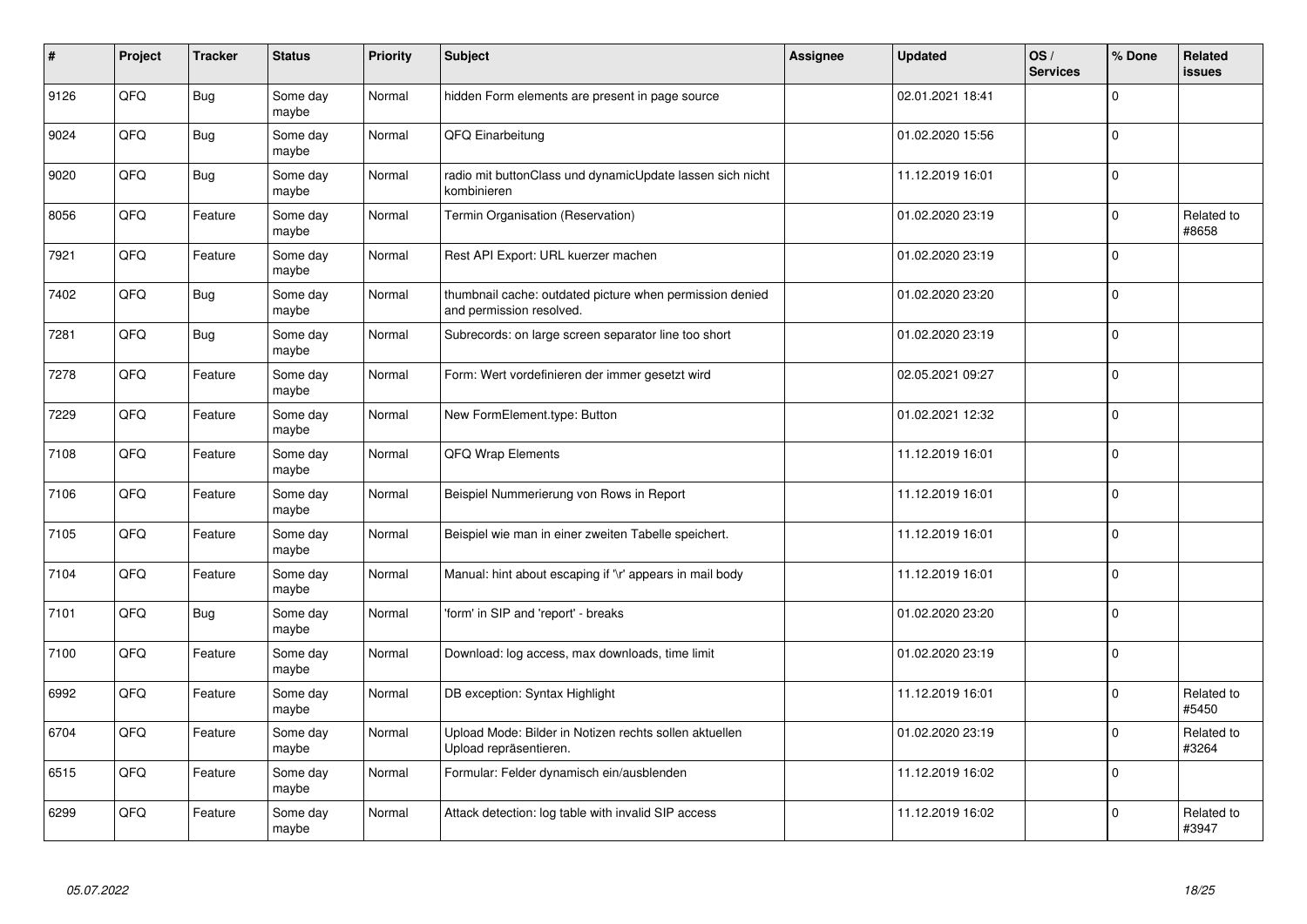| # | Project | Tracker | Status | Priority | Subject | Assignee | Updated | OS / Services | % Done | Related issues |
|---|---|---|---|---|---|---|---|---|---|---|
| 9126 | QFQ | Bug | Some day maybe | Normal | hidden Form elements are present in page source | | 02.01.2021 18:41 | | 0 | |
| 9024 | QFQ | Bug | Some day maybe | Normal | QFQ Einarbeitung | | 01.02.2020 15:56 | | 0 | |
| 9020 | QFQ | Bug | Some day maybe | Normal | radio mit buttonClass und dynamicUpdate lassen sich nicht kombinieren | | 11.12.2019 16:01 | | 0 | |
| 8056 | QFQ | Feature | Some day maybe | Normal | Termin Organisation (Reservation) | | 01.02.2020 23:19 | | 0 | Related to #8658 |
| 7921 | QFQ | Feature | Some day maybe | Normal | Rest API Export: URL kuerzer machen | | 01.02.2020 23:19 | | 0 | |
| 7402 | QFQ | Bug | Some day maybe | Normal | thumbnail cache: outdated picture when permission denied and permission resolved. | | 01.02.2020 23:20 | | 0 | |
| 7281 | QFQ | Bug | Some day maybe | Normal | Subrecords: on large screen separator line too short | | 01.02.2020 23:19 | | 0 | |
| 7278 | QFQ | Feature | Some day maybe | Normal | Form: Wert vordefinieren der immer gesetzt wird | | 02.05.2021 09:27 | | 0 | |
| 7229 | QFQ | Feature | Some day maybe | Normal | New FormElement.type: Button | | 01.02.2021 12:32 | | 0 | |
| 7108 | QFQ | Feature | Some day maybe | Normal | QFQ Wrap Elements | | 11.12.2019 16:01 | | 0 | |
| 7106 | QFQ | Feature | Some day maybe | Normal | Beispiel Nummerierung von Rows in Report | | 11.12.2019 16:01 | | 0 | |
| 7105 | QFQ | Feature | Some day maybe | Normal | Beispiel wie man in einer zweiten Tabelle speichert. | | 11.12.2019 16:01 | | 0 | |
| 7104 | QFQ | Feature | Some day maybe | Normal | Manual: hint about escaping if '\r' appears in mail body | | 11.12.2019 16:01 | | 0 | |
| 7101 | QFQ | Bug | Some day maybe | Normal | 'form' in SIP and 'report' - breaks | | 01.02.2020 23:20 | | 0 | |
| 7100 | QFQ | Feature | Some day maybe | Normal | Download: log access, max downloads, time limit | | 01.02.2020 23:19 | | 0 | |
| 6992 | QFQ | Feature | Some day maybe | Normal | DB exception: Syntax Highlight | | 11.12.2019 16:01 | | 0 | Related to #5450 |
| 6704 | QFQ | Feature | Some day maybe | Normal | Upload Mode: Bilder in Notizen rechts sollen aktuellen Upload repräsentieren. | | 01.02.2020 23:19 | | 0 | Related to #3264 |
| 6515 | QFQ | Feature | Some day maybe | Normal | Formular: Felder dynamisch ein/ausblenden | | 11.12.2019 16:02 | | 0 | |
| 6299 | QFQ | Feature | Some day maybe | Normal | Attack detection: log table with invalid SIP access | | 11.12.2019 16:02 | | 0 | Related to #3947 |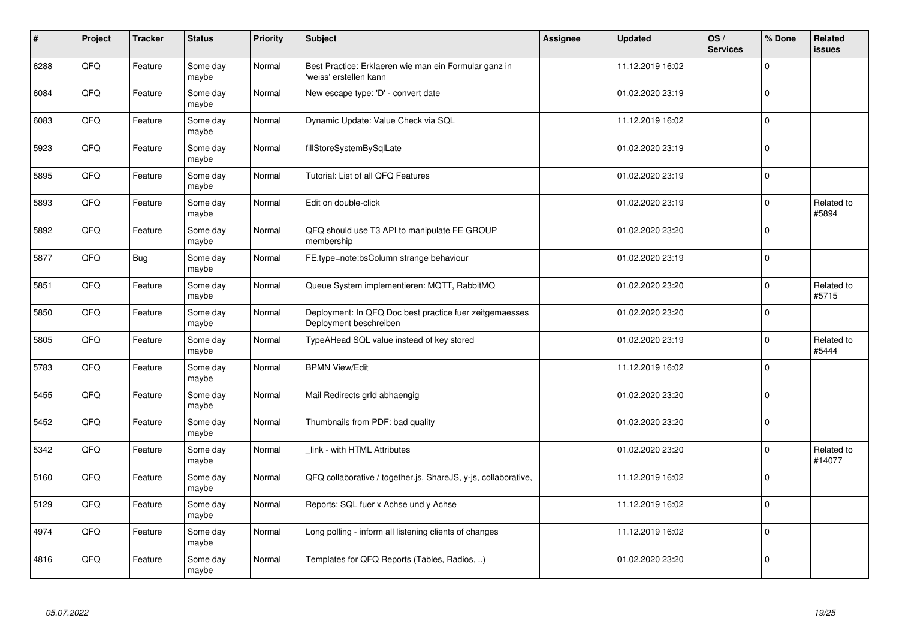| # | Project | Tracker | Status | Priority | Subject | Assignee | Updated | OS / Services | % Done | Related issues |
|---|---|---|---|---|---|---|---|---|---|---|
| 6288 | QFQ | Feature | Some day maybe | Normal | Best Practice: Erklaeren wie man ein Formular ganz in 'weiss' erstellen kann | | 11.12.2019 16:02 | | 0 | |
| 6084 | QFQ | Feature | Some day maybe | Normal | New escape type: 'D' - convert date | | 01.02.2020 23:19 | | 0 | |
| 6083 | QFQ | Feature | Some day maybe | Normal | Dynamic Update: Value Check via SQL | | 11.12.2019 16:02 | | 0 | |
| 5923 | QFQ | Feature | Some day maybe | Normal | fillStoreSystemBySqlLate | | 01.02.2020 23:19 | | 0 | |
| 5895 | QFQ | Feature | Some day maybe | Normal | Tutorial: List of all QFQ Features | | 01.02.2020 23:19 | | 0 | |
| 5893 | QFQ | Feature | Some day maybe | Normal | Edit on double-click | | 01.02.2020 23:19 | | 0 | Related to #5894 |
| 5892 | QFQ | Feature | Some day maybe | Normal | QFQ should use T3 API to manipulate FE GROUP membership | | 01.02.2020 23:20 | | 0 | |
| 5877 | QFQ | Bug | Some day maybe | Normal | FE.type=note:bsColumn strange behaviour | | 01.02.2020 23:19 | | 0 | |
| 5851 | QFQ | Feature | Some day maybe | Normal | Queue System implementieren: MQTT, RabbitMQ | | 01.02.2020 23:20 | | 0 | Related to #5715 |
| 5850 | QFQ | Feature | Some day maybe | Normal | Deployment: In QFQ Doc best practice fuer zeitgemaesses Deployment beschreiben | | 01.02.2020 23:20 | | 0 | |
| 5805 | QFQ | Feature | Some day maybe | Normal | TypeAHead SQL value instead of key stored | | 01.02.2020 23:19 | | 0 | Related to #5444 |
| 5783 | QFQ | Feature | Some day maybe | Normal | BPMN View/Edit | | 11.12.2019 16:02 | | 0 | |
| 5455 | QFQ | Feature | Some day maybe | Normal | Mail Redirects grId abhaengig | | 01.02.2020 23:20 | | 0 | |
| 5452 | QFQ | Feature | Some day maybe | Normal | Thumbnails from PDF: bad quality | | 01.02.2020 23:20 | | 0 | |
| 5342 | QFQ | Feature | Some day maybe | Normal | _link - with HTML Attributes | | 01.02.2020 23:20 | | 0 | Related to #14077 |
| 5160 | QFQ | Feature | Some day maybe | Normal | QFQ collaborative / together.js, ShareJS, y-js, collaborative, | | 11.12.2019 16:02 | | 0 | |
| 5129 | QFQ | Feature | Some day maybe | Normal | Reports: SQL fuer x Achse und y Achse | | 11.12.2019 16:02 | | 0 | |
| 4974 | QFQ | Feature | Some day maybe | Normal | Long polling - inform all listening clients of changes | | 11.12.2019 16:02 | | 0 | |
| 4816 | QFQ | Feature | Some day maybe | Normal | Templates for QFQ Reports (Tables, Radios, ..) | | 01.02.2020 23:20 | | 0 | |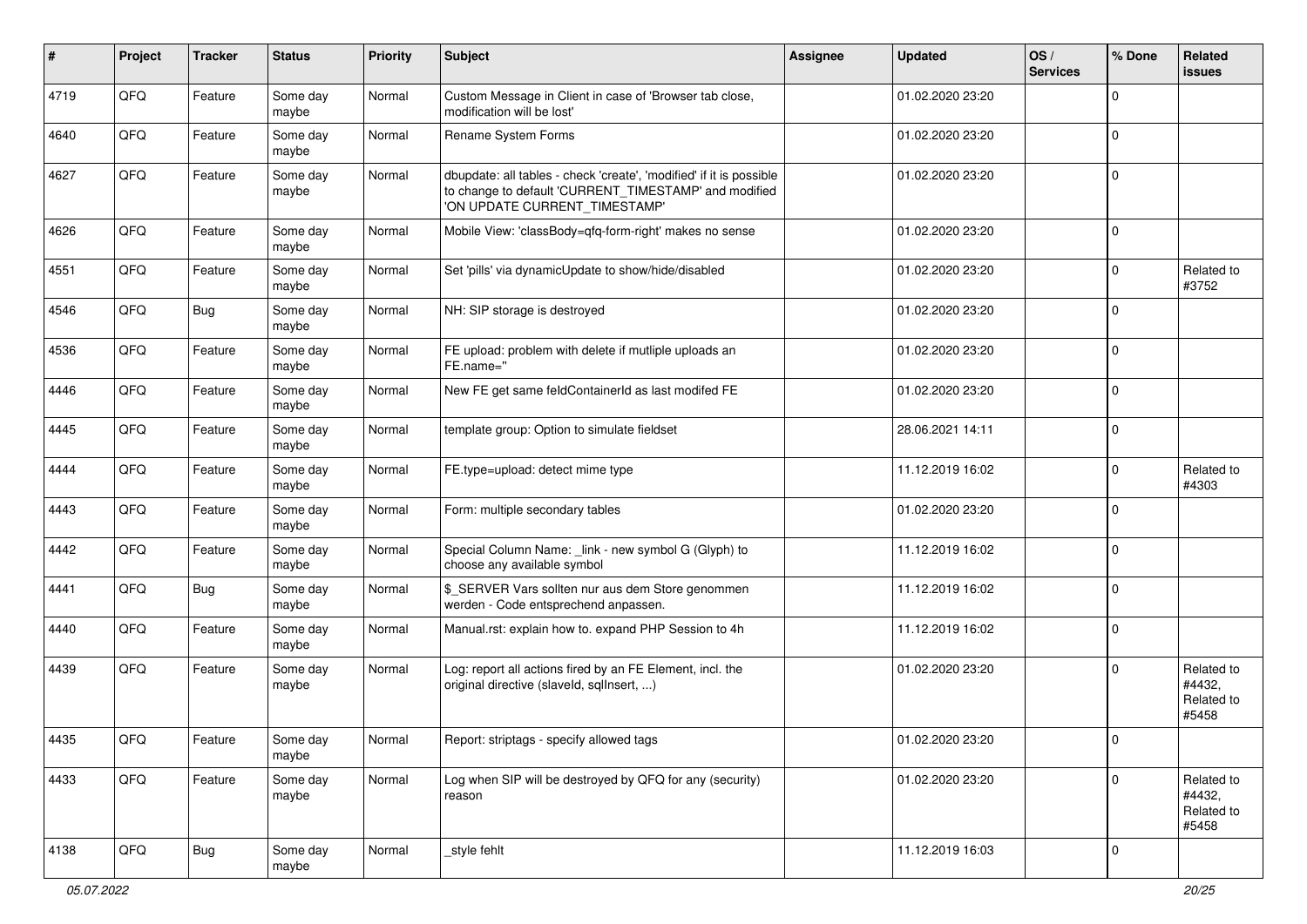| # | Project | Tracker | Status | Priority | Subject | Assignee | Updated | OS / Services | % Done | Related issues |
|---|---|---|---|---|---|---|---|---|---|---|
| 4719 | QFQ | Feature | Some day maybe | Normal | Custom Message in Client in case of 'Browser tab close, modification will be lost' | | 01.02.2020 23:20 | | 0 | |
| 4640 | QFQ | Feature | Some day maybe | Normal | Rename System Forms | | 01.02.2020 23:20 | | 0 | |
| 4627 | QFQ | Feature | Some day maybe | Normal | dbupdate: all tables - check 'create', 'modified' if it is possible to change to default 'CURRENT_TIMESTAMP' and modified 'ON UPDATE CURRENT_TIMESTAMP' | | 01.02.2020 23:20 | | 0 | |
| 4626 | QFQ | Feature | Some day maybe | Normal | Mobile View: 'classBody=qfq-form-right' makes no sense | | 01.02.2020 23:20 | | 0 | |
| 4551 | QFQ | Feature | Some day maybe | Normal | Set 'pills' via dynamicUpdate to show/hide/disabled | | 01.02.2020 23:20 | | 0 | Related to #3752 |
| 4546 | QFQ | Bug | Some day maybe | Normal | NH: SIP storage is destroyed | | 01.02.2020 23:20 | | 0 | |
| 4536 | QFQ | Feature | Some day maybe | Normal | FE upload: problem with delete if mutliple uploads an FE.name='' | | 01.02.2020 23:20 | | 0 | |
| 4446 | QFQ | Feature | Some day maybe | Normal | New FE get same feldContainerId as last modifed FE | | 01.02.2020 23:20 | | 0 | |
| 4445 | QFQ | Feature | Some day maybe | Normal | template group: Option to simulate fieldset | | 28.06.2021 14:11 | | 0 | |
| 4444 | QFQ | Feature | Some day maybe | Normal | FE.type=upload: detect mime type | | 11.12.2019 16:02 | | 0 | Related to #4303 |
| 4443 | QFQ | Feature | Some day maybe | Normal | Form: multiple secondary tables | | 01.02.2020 23:20 | | 0 | |
| 4442 | QFQ | Feature | Some day maybe | Normal | Special Column Name: _link - new symbol G (Glyph) to choose any available symbol | | 11.12.2019 16:02 | | 0 | |
| 4441 | QFQ | Bug | Some day maybe | Normal | $_SERVER Vars sollten nur aus dem Store genommen werden - Code entsprechend anpassen. | | 11.12.2019 16:02 | | 0 | |
| 4440 | QFQ | Feature | Some day maybe | Normal | Manual.rst: explain how to. expand PHP Session to 4h | | 11.12.2019 16:02 | | 0 | |
| 4439 | QFQ | Feature | Some day maybe | Normal | Log: report all actions fired by an FE Element, incl. the original directive (slaveId, sqlInsert, ...) | | 01.02.2020 23:20 | | 0 | Related to #4432, Related to #5458 |
| 4435 | QFQ | Feature | Some day maybe | Normal | Report: striptags - specify allowed tags | | 01.02.2020 23:20 | | 0 | |
| 4433 | QFQ | Feature | Some day maybe | Normal | Log when SIP will be destroyed by QFQ for any (security) reason | | 01.02.2020 23:20 | | 0 | Related to #4432, Related to #5458 |
| 4138 | QFQ | Bug | Some day maybe | Normal | _style fehlt | | 11.12.2019 16:03 | | 0 | |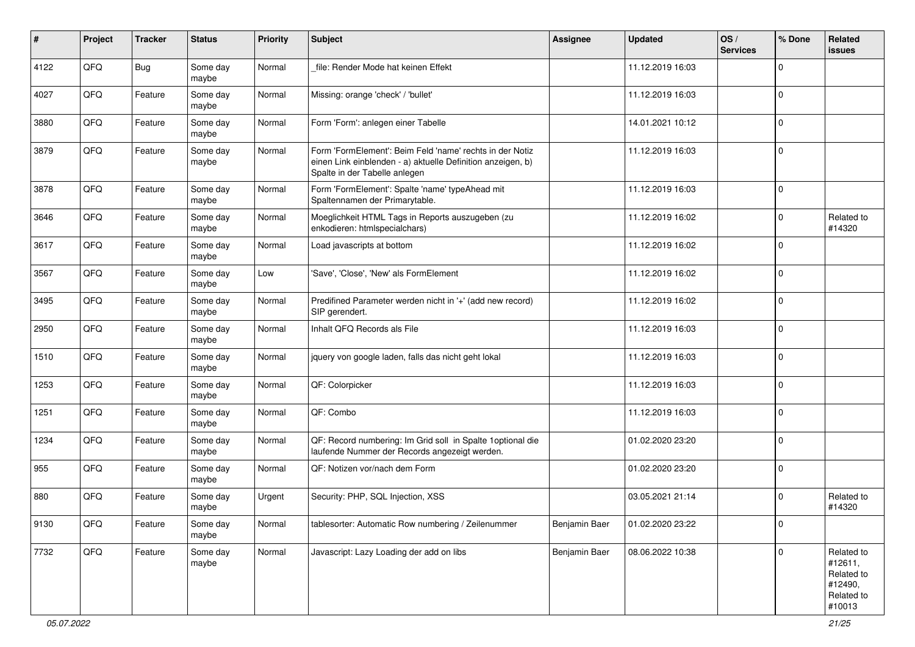| # | Project | Tracker | Status | Priority | Subject | Assignee | Updated | OS / Services | % Done | Related issues |
|---|---|---|---|---|---|---|---|---|---|---|
| 4122 | QFQ | Bug | Some day maybe | Normal | _file: Render Mode hat keinen Effekt | | 11.12.2019 16:03 | | 0 | |
| 4027 | QFQ | Feature | Some day maybe | Normal | Missing: orange 'check' / 'bullet' | | 11.12.2019 16:03 | | 0 | |
| 3880 | QFQ | Feature | Some day maybe | Normal | Form 'Form': anlegen einer Tabelle | | 14.01.2021 10:12 | | 0 | |
| 3879 | QFQ | Feature | Some day maybe | Normal | Form 'FormElement': Beim Feld 'name' rechts in der Notiz einen Link einblenden - a) aktuelle Definition anzeigen, b) Spalte in der Tabelle anlegen | | 11.12.2019 16:03 | | 0 | |
| 3878 | QFQ | Feature | Some day maybe | Normal | Form 'FormElement': Spalte 'name' typeAhead mit Spaltennamen der Primarytable. | | 11.12.2019 16:03 | | 0 | |
| 3646 | QFQ | Feature | Some day maybe | Normal | Moeglichkeit HTML Tags in Reports auszugeben (zu enkodieren: htmlspecialchars) | | 11.12.2019 16:02 | | 0 | Related to #14320 |
| 3617 | QFQ | Feature | Some day maybe | Normal | Load javascripts at bottom | | 11.12.2019 16:02 | | 0 | |
| 3567 | QFQ | Feature | Some day maybe | Low | 'Save', 'Close', 'New' als FormElement | | 11.12.2019 16:02 | | 0 | |
| 3495 | QFQ | Feature | Some day maybe | Normal | Predifined Parameter werden nicht in '+' (add new record) SIP gerendert. | | 11.12.2019 16:02 | | 0 | |
| 2950 | QFQ | Feature | Some day maybe | Normal | Inhalt QFQ Records als File | | 11.12.2019 16:03 | | 0 | |
| 1510 | QFQ | Feature | Some day maybe | Normal | jquery von google laden, falls das nicht geht lokal | | 11.12.2019 16:03 | | 0 | |
| 1253 | QFQ | Feature | Some day maybe | Normal | QF: Colorpicker | | 11.12.2019 16:03 | | 0 | |
| 1251 | QFQ | Feature | Some day maybe | Normal | QF: Combo | | 11.12.2019 16:03 | | 0 | |
| 1234 | QFQ | Feature | Some day maybe | Normal | QF: Record numbering: Im Grid soll in Spalte 1optional die laufende Nummer der Records angezeigt werden. | | 01.02.2020 23:20 | | 0 | |
| 955 | QFQ | Feature | Some day maybe | Normal | QF: Notizen vor/nach dem Form | | 01.02.2020 23:20 | | 0 | |
| 880 | QFQ | Feature | Some day maybe | Urgent | Security: PHP, SQL Injection, XSS | | 03.05.2021 21:14 | | 0 | Related to #14320 |
| 9130 | QFQ | Feature | Some day maybe | Normal | tablesorter: Automatic Row numbering / Zeilenummer | Benjamin Baer | 01.02.2020 23:22 | | 0 | |
| 7732 | QFQ | Feature | Some day maybe | Normal | Javascript: Lazy Loading der add on libs | Benjamin Baer | 08.06.2022 10:38 | | 0 | Related to #12611, Related to #12490, Related to #10013 |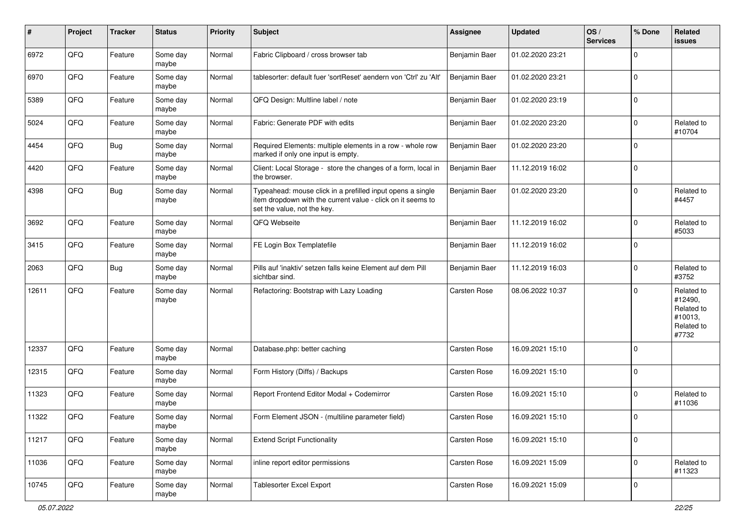| # | Project | Tracker | Status | Priority | Subject | Assignee | Updated | OS / Services | % Done | Related issues |
|---|---|---|---|---|---|---|---|---|---|---|
| 6972 | QFQ | Feature | Some day maybe | Normal | Fabric Clipboard / cross browser tab | Benjamin Baer | 01.02.2020 23:21 | | 0 | |
| 6970 | QFQ | Feature | Some day maybe | Normal | tablesorter: default fuer 'sortReset' aendern von 'Ctrl' zu 'Alt' | Benjamin Baer | 01.02.2020 23:21 | | 0 | |
| 5389 | QFQ | Feature | Some day maybe | Normal | QFQ Design: Multline label / note | Benjamin Baer | 01.02.2020 23:19 | | 0 | |
| 5024 | QFQ | Feature | Some day maybe | Normal | Fabric: Generate PDF with edits | Benjamin Baer | 01.02.2020 23:20 | | 0 | Related to #10704 |
| 4454 | QFQ | Bug | Some day maybe | Normal | Required Elements: multiple elements in a row - whole row marked if only one input is empty. | Benjamin Baer | 01.02.2020 23:20 | | 0 | |
| 4420 | QFQ | Feature | Some day maybe | Normal | Client: Local Storage - store the changes of a form, local in the browser. | Benjamin Baer | 11.12.2019 16:02 | | 0 | |
| 4398 | QFQ | Bug | Some day maybe | Normal | Typeahead: mouse click in a prefilled input opens a single item dropdown with the current value - click on it seems to set the value, not the key. | Benjamin Baer | 01.02.2020 23:20 | | 0 | Related to #4457 |
| 3692 | QFQ | Feature | Some day maybe | Normal | QFQ Webseite | Benjamin Baer | 11.12.2019 16:02 | | 0 | Related to #5033 |
| 3415 | QFQ | Feature | Some day maybe | Normal | FE Login Box Templatefile | Benjamin Baer | 11.12.2019 16:02 | | 0 | |
| 2063 | QFQ | Bug | Some day maybe | Normal | Pills auf 'inaktiv' setzen falls keine Element auf dem Pill sichtbar sind. | Benjamin Baer | 11.12.2019 16:03 | | 0 | Related to #3752 |
| 12611 | QFQ | Feature | Some day maybe | Normal | Refactoring: Bootstrap with Lazy Loading | Carsten Rose | 08.06.2022 10:37 | | 0 | Related to #12490, Related to #10013, Related to #7732 |
| 12337 | QFQ | Feature | Some day maybe | Normal | Database.php: better caching | Carsten Rose | 16.09.2021 15:10 | | 0 | |
| 12315 | QFQ | Feature | Some day maybe | Normal | Form History (Diffs) / Backups | Carsten Rose | 16.09.2021 15:10 | | 0 | |
| 11323 | QFQ | Feature | Some day maybe | Normal | Report Frontend Editor Modal + Codemirror | Carsten Rose | 16.09.2021 15:10 | | 0 | Related to #11036 |
| 11322 | QFQ | Feature | Some day maybe | Normal | Form Element JSON - (multiline parameter field) | Carsten Rose | 16.09.2021 15:10 | | 0 | |
| 11217 | QFQ | Feature | Some day maybe | Normal | Extend Script Functionality | Carsten Rose | 16.09.2021 15:10 | | 0 | |
| 11036 | QFQ | Feature | Some day maybe | Normal | inline report editor permissions | Carsten Rose | 16.09.2021 15:09 | | 0 | Related to #11323 |
| 10745 | QFQ | Feature | Some day maybe | Normal | Tablesorter Excel Export | Carsten Rose | 16.09.2021 15:09 | | 0 | |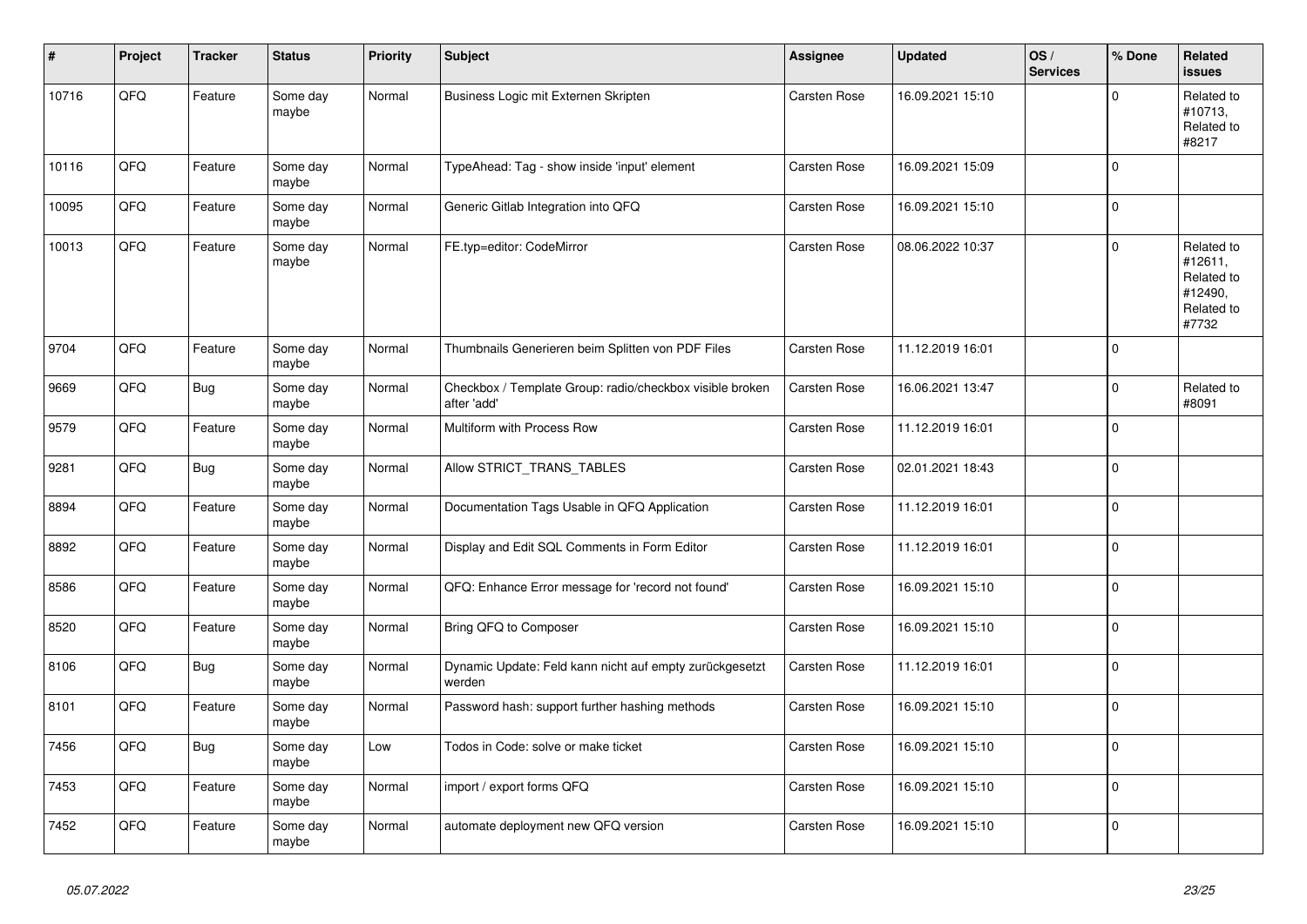| # | Project | Tracker | Status | Priority | Subject | Assignee | Updated | OS / Services | % Done | Related issues |
|---|---|---|---|---|---|---|---|---|---|---|
| 10716 | QFQ | Feature | Some day maybe | Normal | Business Logic mit Externen Skripten | Carsten Rose | 16.09.2021 15:10 | | 0 | Related to #10713, Related to #8217 |
| 10116 | QFQ | Feature | Some day maybe | Normal | TypeAhead: Tag - show inside 'input' element | Carsten Rose | 16.09.2021 15:09 | | 0 | |
| 10095 | QFQ | Feature | Some day maybe | Normal | Generic Gitlab Integration into QFQ | Carsten Rose | 16.09.2021 15:10 | | 0 | |
| 10013 | QFQ | Feature | Some day maybe | Normal | FE.typ=editor: CodeMirror | Carsten Rose | 08.06.2022 10:37 | | 0 | Related to #12611, Related to #12490, Related to #7732 |
| 9704 | QFQ | Feature | Some day maybe | Normal | Thumbnails Generieren beim Splitten von PDF Files | Carsten Rose | 11.12.2019 16:01 | | 0 | |
| 9669 | QFQ | Bug | Some day maybe | Normal | Checkbox / Template Group: radio/checkbox visible broken after 'add' | Carsten Rose | 16.06.2021 13:47 | | 0 | Related to #8091 |
| 9579 | QFQ | Feature | Some day maybe | Normal | Multiform with Process Row | Carsten Rose | 11.12.2019 16:01 | | 0 | |
| 9281 | QFQ | Bug | Some day maybe | Normal | Allow STRICT_TRANS_TABLES | Carsten Rose | 02.01.2021 18:43 | | 0 | |
| 8894 | QFQ | Feature | Some day maybe | Normal | Documentation Tags Usable in QFQ Application | Carsten Rose | 11.12.2019 16:01 | | 0 | |
| 8892 | QFQ | Feature | Some day maybe | Normal | Display and Edit SQL Comments in Form Editor | Carsten Rose | 11.12.2019 16:01 | | 0 | |
| 8586 | QFQ | Feature | Some day maybe | Normal | QFQ: Enhance Error message for 'record not found' | Carsten Rose | 16.09.2021 15:10 | | 0 | |
| 8520 | QFQ | Feature | Some day maybe | Normal | Bring QFQ to Composer | Carsten Rose | 16.09.2021 15:10 | | 0 | |
| 8106 | QFQ | Bug | Some day maybe | Normal | Dynamic Update: Feld kann nicht auf empty zurückgesetzt werden | Carsten Rose | 11.12.2019 16:01 | | 0 | |
| 8101 | QFQ | Feature | Some day maybe | Normal | Password hash: support further hashing methods | Carsten Rose | 16.09.2021 15:10 | | 0 | |
| 7456 | QFQ | Bug | Some day maybe | Low | Todos in Code: solve or make ticket | Carsten Rose | 16.09.2021 15:10 | | 0 | |
| 7453 | QFQ | Feature | Some day maybe | Normal | import / export forms QFQ | Carsten Rose | 16.09.2021 15:10 | | 0 | |
| 7452 | QFQ | Feature | Some day maybe | Normal | automate deployment new QFQ version | Carsten Rose | 16.09.2021 15:10 | | 0 | |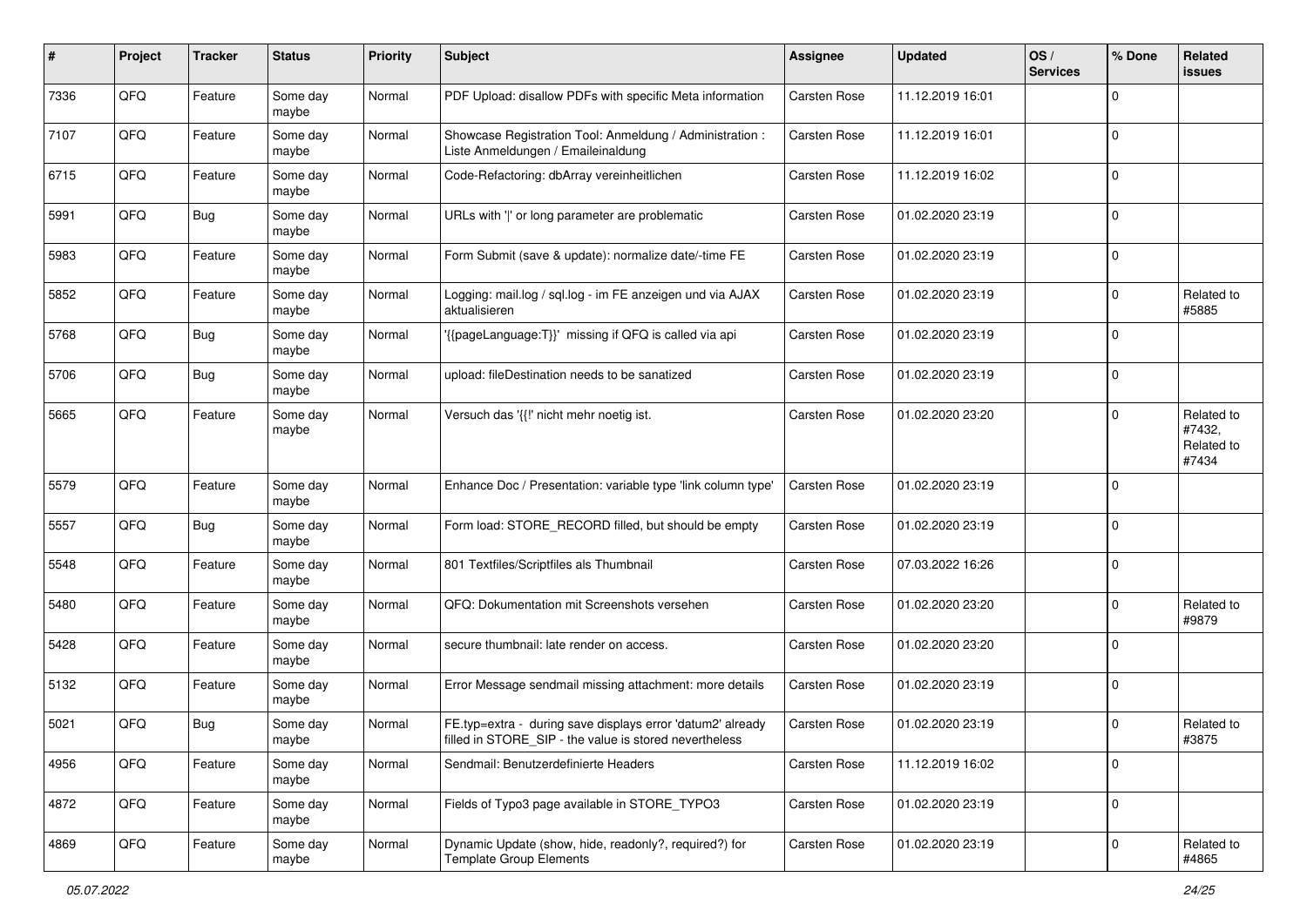| # | Project | Tracker | Status | Priority | Subject | Assignee | Updated | OS / Services | % Done | Related issues |
|---|---|---|---|---|---|---|---|---|---|---|
| 7336 | QFQ | Feature | Some day maybe | Normal | PDF Upload: disallow PDFs with specific Meta information | Carsten Rose | 11.12.2019 16:01 | | 0 | |
| 7107 | QFQ | Feature | Some day maybe | Normal | Showcase Registration Tool: Anmeldung / Administration : Liste Anmeldungen / Emaileinaldung | Carsten Rose | 11.12.2019 16:01 | | 0 | |
| 6715 | QFQ | Feature | Some day maybe | Normal | Code-Refactoring: dbArray vereinheitlichen | Carsten Rose | 11.12.2019 16:02 | | 0 | |
| 5991 | QFQ | Bug | Some day maybe | Normal | URLs with '\|' or long parameter are problematic | Carsten Rose | 01.02.2020 23:19 | | 0 | |
| 5983 | QFQ | Feature | Some day maybe | Normal | Form Submit (save & update): normalize date/-time FE | Carsten Rose | 01.02.2020 23:19 | | 0 | |
| 5852 | QFQ | Feature | Some day maybe | Normal | Logging: mail.log / sql.log - im FE anzeigen und via AJAX aktualisieren | Carsten Rose | 01.02.2020 23:19 | | 0 | Related to #5885 |
| 5768 | QFQ | Bug | Some day maybe | Normal | '{{pageLanguage:T}}' missing if QFQ is called via api | Carsten Rose | 01.02.2020 23:19 | | 0 | |
| 5706 | QFQ | Bug | Some day maybe | Normal | upload: fileDestination needs to be sanatized | Carsten Rose | 01.02.2020 23:19 | | 0 | |
| 5665 | QFQ | Feature | Some day maybe | Normal | Versuch das '{{!' nicht mehr noetig ist. | Carsten Rose | 01.02.2020 23:20 | | 0 | Related to #7432, Related to #7434 |
| 5579 | QFQ | Feature | Some day maybe | Normal | Enhance Doc / Presentation: variable type 'link column type' | Carsten Rose | 01.02.2020 23:19 | | 0 | |
| 5557 | QFQ | Bug | Some day maybe | Normal | Form load: STORE_RECORD filled, but should be empty | Carsten Rose | 01.02.2020 23:19 | | 0 | |
| 5548 | QFQ | Feature | Some day maybe | Normal | 801 Textfiles/Scriptfiles als Thumbnail | Carsten Rose | 07.03.2022 16:26 | | 0 | |
| 5480 | QFQ | Feature | Some day maybe | Normal | QFQ: Dokumentation mit Screenshots versehen | Carsten Rose | 01.02.2020 23:20 | | 0 | Related to #9879 |
| 5428 | QFQ | Feature | Some day maybe | Normal | secure thumbnail: late render on access. | Carsten Rose | 01.02.2020 23:20 | | 0 | |
| 5132 | QFQ | Feature | Some day maybe | Normal | Error Message sendmail missing attachment: more details | Carsten Rose | 01.02.2020 23:19 | | 0 | |
| 5021 | QFQ | Bug | Some day maybe | Normal | FE.typ=extra - during save displays error 'datum2' already filled in STORE_SIP - the value is stored nevertheless | Carsten Rose | 01.02.2020 23:19 | | 0 | Related to #3875 |
| 4956 | QFQ | Feature | Some day maybe | Normal | Sendmail: Benutzerdefinierte Headers | Carsten Rose | 11.12.2019 16:02 | | 0 | |
| 4872 | QFQ | Feature | Some day maybe | Normal | Fields of Typo3 page available in STORE_TYPO3 | Carsten Rose | 01.02.2020 23:19 | | 0 | |
| 4869 | QFQ | Feature | Some day maybe | Normal | Dynamic Update (show, hide, readonly?, required?) for Template Group Elements | Carsten Rose | 01.02.2020 23:19 | | 0 | Related to #4865 |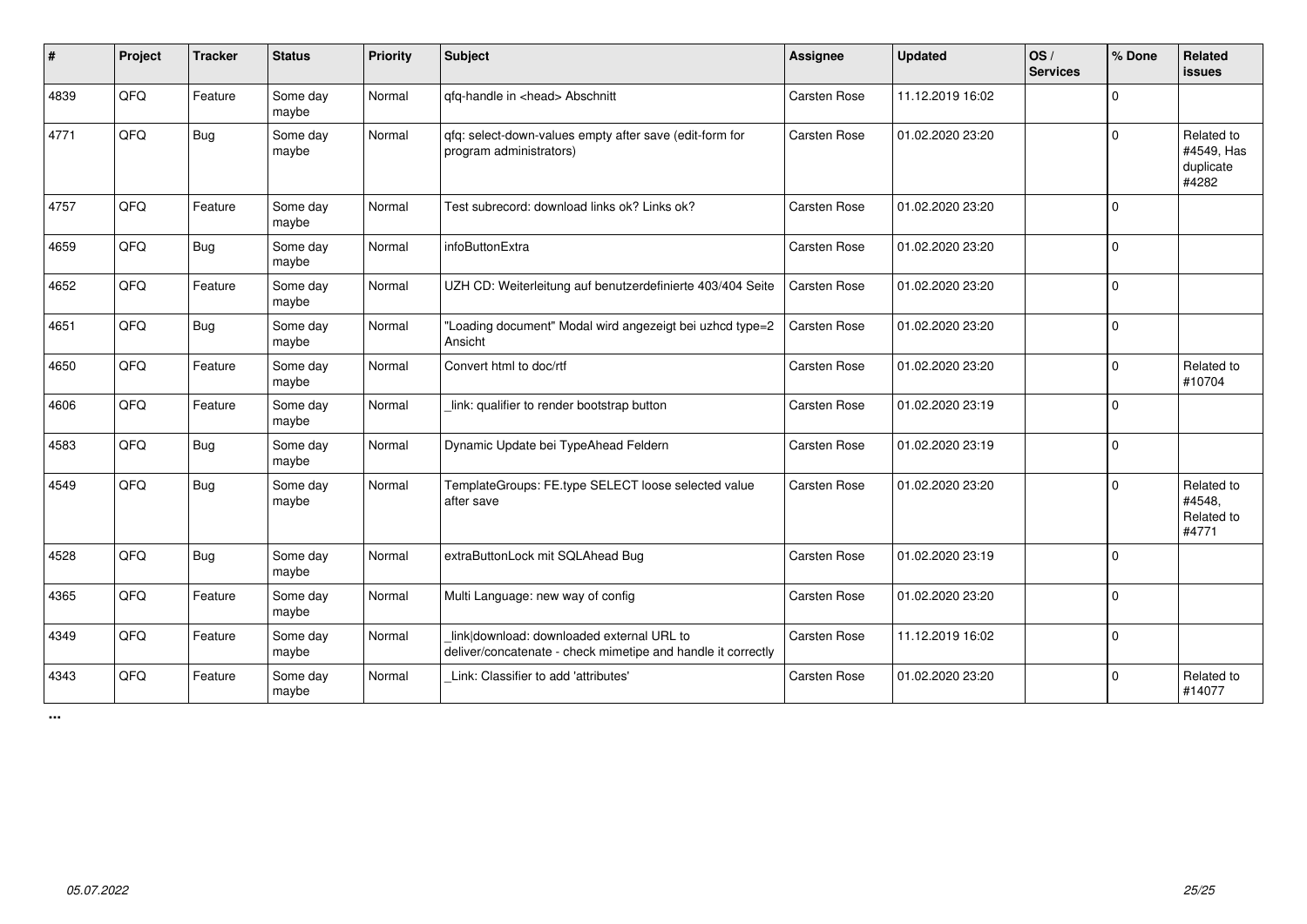| # | Project | Tracker | Status | Priority | Subject | Assignee | Updated | OS / Services | % Done | Related issues |
|---|---|---|---|---|---|---|---|---|---|---|
| 4839 | QFQ | Feature | Some day maybe | Normal | qfq-handle in <head> Abschnitt | Carsten Rose | 11.12.2019 16:02 | | 0 | |
| 4771 | QFQ | Bug | Some day maybe | Normal | qfq: select-down-values empty after save (edit-form for program administrators) | Carsten Rose | 01.02.2020 23:20 | | 0 | Related to #4549, Has duplicate #4282 |
| 4757 | QFQ | Feature | Some day maybe | Normal | Test subrecord: download links ok? Links ok? | Carsten Rose | 01.02.2020 23:20 | | 0 | |
| 4659 | QFQ | Bug | Some day maybe | Normal | infoButtonExtra | Carsten Rose | 01.02.2020 23:20 | | 0 | |
| 4652 | QFQ | Feature | Some day maybe | Normal | UZH CD: Weiterleitung auf benutzerdefinierte 403/404 Seite | Carsten Rose | 01.02.2020 23:20 | | 0 | |
| 4651 | QFQ | Bug | Some day maybe | Normal | "Loading document" Modal wird angezeigt bei uzhcd type=2 Ansicht | Carsten Rose | 01.02.2020 23:20 | | 0 | |
| 4650 | QFQ | Feature | Some day maybe | Normal | Convert html to doc/rtf | Carsten Rose | 01.02.2020 23:20 | | 0 | Related to #10704 |
| 4606 | QFQ | Feature | Some day maybe | Normal | _link: qualifier to render bootstrap button | Carsten Rose | 01.02.2020 23:19 | | 0 | |
| 4583 | QFQ | Bug | Some day maybe | Normal | Dynamic Update bei TypeAhead Feldern | Carsten Rose | 01.02.2020 23:19 | | 0 | |
| 4549 | QFQ | Bug | Some day maybe | Normal | TemplateGroups: FE.type SELECT loose selected value after save | Carsten Rose | 01.02.2020 23:20 | | 0 | Related to #4548, Related to #4771 |
| 4528 | QFQ | Bug | Some day maybe | Normal | extraButtonLock mit SQLAhead Bug | Carsten Rose | 01.02.2020 23:19 | | 0 | |
| 4365 | QFQ | Feature | Some day maybe | Normal | Multi Language: new way of config | Carsten Rose | 01.02.2020 23:20 | | 0 | |
| 4349 | QFQ | Feature | Some day maybe | Normal | _link\|download: downloaded external URL to deliver/concatenate - check mimetipe and handle it correctly | Carsten Rose | 11.12.2019 16:02 | | 0 | |
| 4343 | QFQ | Feature | Some day maybe | Normal | _Link: Classifier to add 'attributes' | Carsten Rose | 01.02.2020 23:20 | | 0 | Related to #14077 |

...